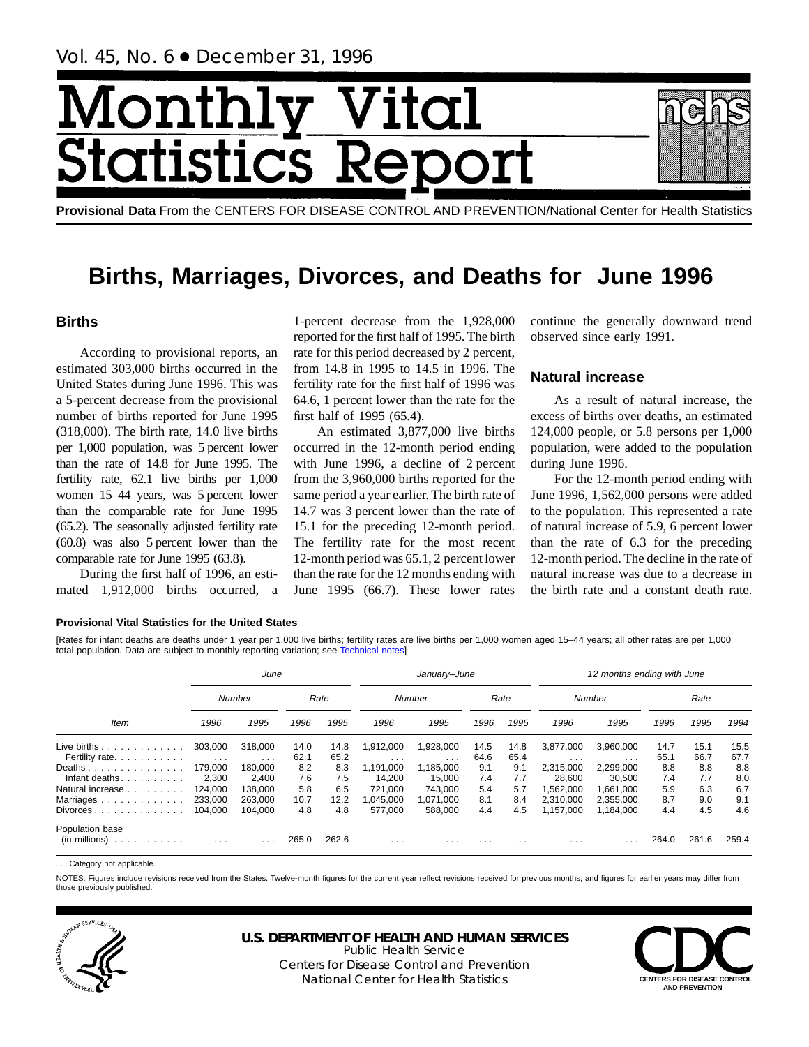Vol. 45, No. 6 • December 31, 1996

# Monthly Vital Statistics Report

**Provisional Data** From the CENTERS FOR DISEASE CONTROL AND PREVENTION/National Center for Health Statistics

# Births, Marriages, Divorces, and Deaths for June 1996

## Births

According to provisional reports, an estimated 303,000 births occurred in the United States during June 1996. This was a 5-percent decrease from the provisional number of births reported for June 1995 (318,000). The birth rate, 14.0 live births per 1,000 population, was 5 percent lower than the rate of 14.8 for June 1995. The fertility rate, 62.1 live births per 1,000 women 15–44 years, was 5 percent lower than the comparable rate for June 1995 (65.2). The seasonally adjusted fertility rate (60.8) was also 5 percent lower than the comparable rate for June 1995 (63.8).

During the first half of 1996, an estimated 1,912,000 births occurred, a 1-percent decrease from the 1,928,000 reported for the first half of 1995. The birth rate for this period decreased by 2 percent, from 14.8 in 1995 to 14.5 in 1996. The fertility rate for the first half of 1996 was 64.6, 1 percent lower than the rate for the first half of 1995 (65.4).

An estimated 3,877,000 live births occurred in the 12-month period ending with June 1996, a decline of 2 percent from the 3,960,000 births reported for the same period a year earlier. The birth rate of 14.7 was 3 percent lower than the rate of 15.1 for the preceding 12-month period. The fertility rate for the most recent 12-month period was 65.1, 2 percent lower than the rate for the 12 months ending with June 1995 (66.7). These lower rates continue the generally downward trend observed since early 1991.

## Natural increase

As a result of natural increase, the excess of births over deaths, an estimated 124,000 people, or 5.8 persons per 1,000 population, were added to the population during June 1996.

For the 12-month period ending with June 1996, 1,562,000 persons were added to the population. This represented a rate of natural increase of 5.9, 6 percent lower than the rate of 6.3 for the preceding 12-month period. The decline in the rate of natural increase was due to a decrease in the birth rate and a constant death rate.

**Provisional Vital Statistics for the United States**

[Rates for infant deaths are deaths under 1 year per 1,000 live births; fertility rates are live births per 1,000 women aged 15–44 years; all other rates are per 1,000 total population. Data are subject to monthly reporting variation; see Technical notes]

| Item | *June* | | | | *January–June* | | | | *12 months ending with June* | | | | |
|---|---|---|---|---|---|---|---|---|---|---|---|---|---|
| | *Number* | | *Rate* | | *Number* | | *Rate* | | *Number* | | *Rate* | | |
| | *1996* | *1995* | *1996* | *1995* | *1996* | *1995* | *1996* | *1995* | *1996* | *1995* | *1996* | *1995* | *1994* |
| Live births | 303,000 | 318,000 | 14.0 | 14.8 | 1,912,000 | 1,928,000 | 14.5 | 14.8 | 3,877,000 | 3,960,000 | 14.7 | 15.1 | 15.5 |
| Fertility rate | . . . | . . . | 62.1 | 65.2 | . . . | . . . | 64.6 | 65.4 | . . . | . . . | 65.1 | 66.7 | 67.7 |
| Deaths | 179,000 | 180,000 | 8.2 | 8.3 | 1,191,000 | 1,185,000 | 9.1 | 9.1 | 2,315,000 | 2,299,000 | 8.8 | 8.8 | 8.8 |
| Infant deaths | 2,300 | 2,400 | 7.6 | 7.5 | 14,200 | 15,000 | 7.4 | 7.7 | 28,600 | 30,500 | 7.4 | 7.7 | 8.0 |
| Natural increase | 124,000 | 138,000 | 5.8 | 6.5 | 721,000 | 743,000 | 5.4 | 5.7 | 1,562,000 | 1,661,000 | 5.9 | 6.3 | 6.7 |
| Marriages | 233,000 | 263,000 | 10.7 | 12.2 | 1,045,000 | 1,071,000 | 8.1 | 8.4 | 2,310,000 | 2,355,000 | 8.7 | 9.0 | 9.1 |
| Divorces | 104,000 | 104,000 | 4.8 | 4.8 | 577,000 | 588,000 | 4.4 | 4.5 | 1,157,000 | 1,184,000 | 4.4 | 4.5 | 4.6 |
| Population base (in millions) | . . . | . . . | 265.0 | 262.6 | . . . | . . . | . . . | . . . | . . . | . . . | 264.0 | 261.6 | 259.4 |

. . . Category not applicable.

NOTES: Figures include revisions received from the States. Twelve-month figures for the current year reflect revisions received for previous months, and figures for earlier years may differ from those previously published.

**U.S. DEPARTMENT OF HEALTH AND HUMAN SERVICES**
Public Health Service
Centers for Disease Control and Prevention
National Center for Health Statistics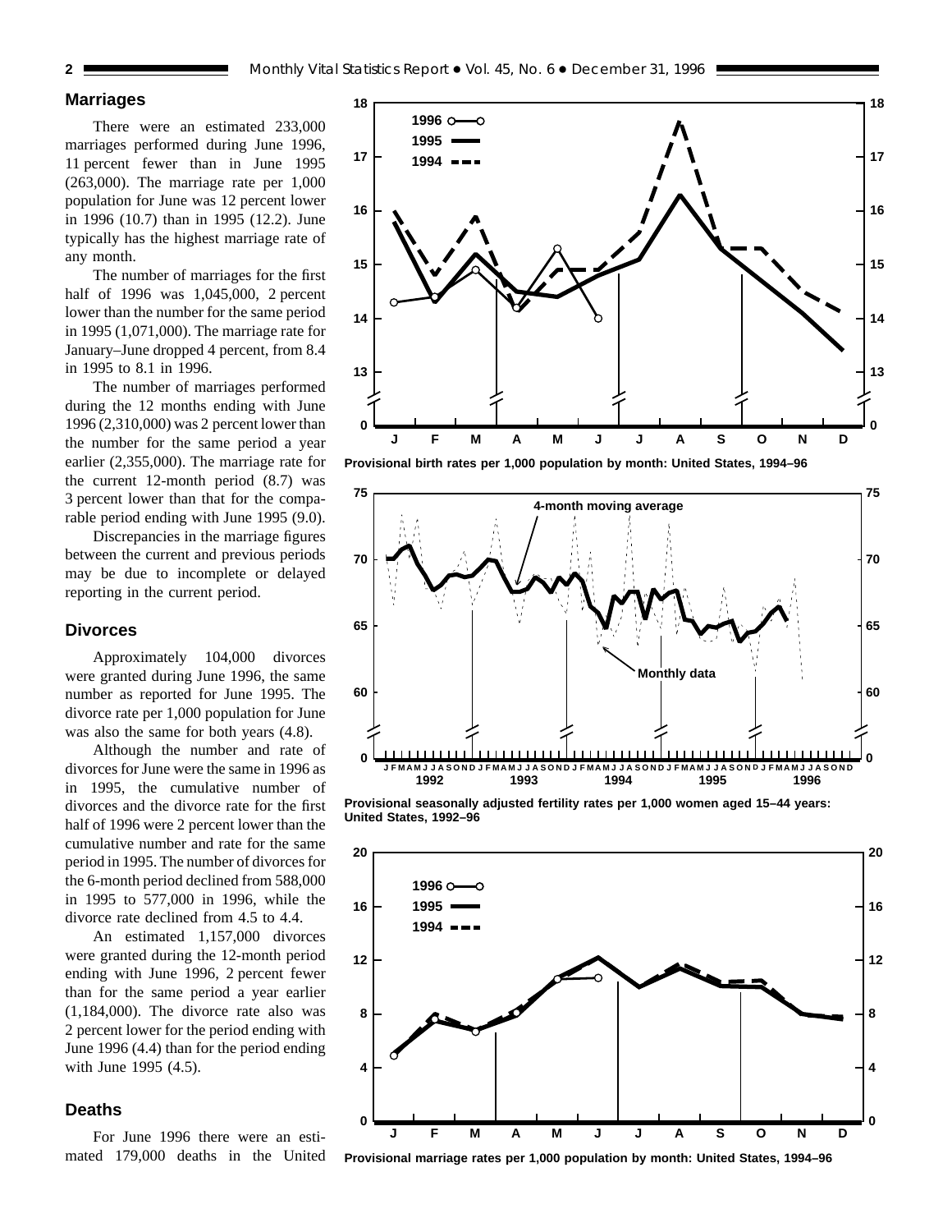## Marriages

There were an estimated 233,000 marriages performed during June 1996, 11 percent fewer than in June 1995 (263,000). The marriage rate per 1,000 population for June was 12 percent lower in 1996 (10.7) than in 1995 (12.2). June typically has the highest marriage rate of any month.

The number of marriages for the first half of 1996 was 1,045,000, 2 percent lower than the number for the same period in 1995 (1,071,000). The marriage rate for January–June dropped 4 percent, from 8.4 in 1995 to 8.1 in 1996.

The number of marriages performed during the 12 months ending with June 1996 (2,310,000) was 2 percent lower than the number for the same period a year earlier (2,355,000). The marriage rate for the current 12-month period (8.7) was 3 percent lower than that for the comparable period ending with June 1995 (9.0).

Discrepancies in the marriage figures between the current and previous periods may be due to incomplete or delayed reporting in the current period.

## Divorces

Approximately 104,000 divorces were granted during June 1996, the same number as reported for June 1995. The divorce rate per 1,000 population for June was also the same for both years (4.8).

Although the number and rate of divorces for June were the same in 1996 as in 1995, the cumulative number of divorces and the divorce rate for the first half of 1996 were 2 percent lower than the cumulative number and rate for the same period in 1995. The number of divorces for the 6-month period declined from 588,000 in 1995 to 577,000 in 1996, while the divorce rate declined from 4.5 to 4.4.

An estimated 1,157,000 divorces were granted during the 12-month period ending with June 1996, 2 percent fewer than for the same period a year earlier (1,184,000). The divorce rate also was 2 percent lower for the period ending with June 1996 (4.4) than for the period ending with June 1995 (4.5).

## Deaths

For June 1996 there were an estimated 179,000 deaths in the United

Provisional birth rates per 1,000 population by month: United States, 1994–96

Provisional seasonally adjusted fertility rates per 1,000 women aged 15–44 years: United States, 1992–96

Provisional marriage rates per 1,000 population by month: United States, 1994–96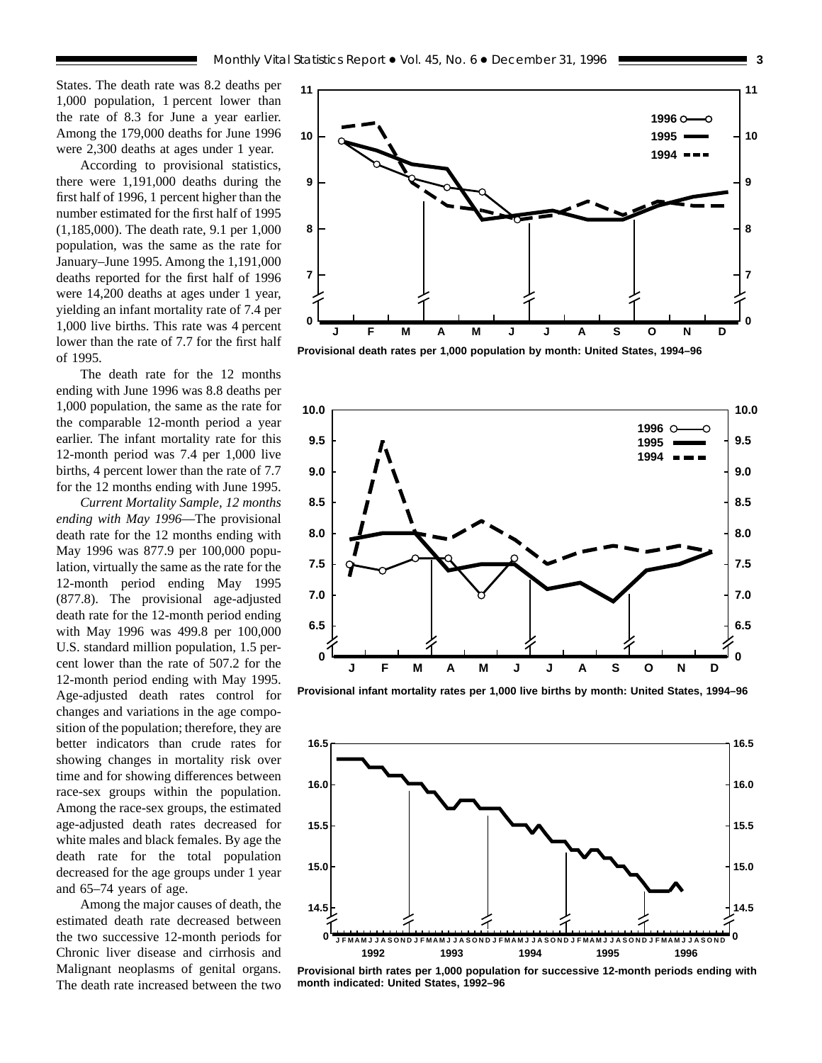States. The death rate was 8.2 deaths per 1,000 population, 1 percent lower than the rate of 8.3 for June a year earlier. Among the 179,000 deaths for June 1996 were 2,300 deaths at ages under 1 year.

According to provisional statistics, there were 1,191,000 deaths during the first half of 1996, 1 percent higher than the number estimated for the first half of 1995 (1,185,000). The death rate, 9.1 per 1,000 population, was the same as the rate for January–June 1995. Among the 1,191,000 deaths reported for the first half of 1996 were 14,200 deaths at ages under 1 year, yielding an infant mortality rate of 7.4 per 1,000 live births. This rate was 4 percent lower than the rate of 7.7 for the first half of 1995.

The death rate for the 12 months ending with June 1996 was 8.8 deaths per 1,000 population, the same as the rate for the comparable 12-month period a year earlier. The infant mortality rate for this 12-month period was 7.4 per 1,000 live births, 4 percent lower than the rate of 7.7 for the 12 months ending with June 1995.

*Current Mortality Sample, 12 months ending with May 1996*—The provisional death rate for the 12 months ending with May 1996 was 877.9 per 100,000 population, virtually the same as the rate for the 12-month period ending May 1995 (877.8). The provisional age-adjusted death rate for the 12-month period ending with May 1996 was 499.8 per 100,000 U.S. standard million population, 1.5 percent lower than the rate of 507.2 for the 12-month period ending with May 1995. Age-adjusted death rates control for changes and variations in the age composition of the population; therefore, they are better indicators than crude rates for showing changes in mortality risk over time and for showing differences between race-sex groups within the population. Among the race-sex groups, the estimated age-adjusted death rates decreased for white males and black females. By age the death rate for the total population decreased for the age groups under 1 year and 65–74 years of age.

Among the major causes of death, the estimated death rate decreased between the two successive 12-month periods for Chronic liver disease and cirrhosis and Malignant neoplasms of genital organs. The death rate increased between the two

Provisional death rates per 1,000 population by month: United States, 1994–96

Provisional infant mortality rates per 1,000 live births by month: United States, 1994–96

Provisional birth rates per 1,000 population for successive 12-month periods ending with month indicated: United States, 1992–96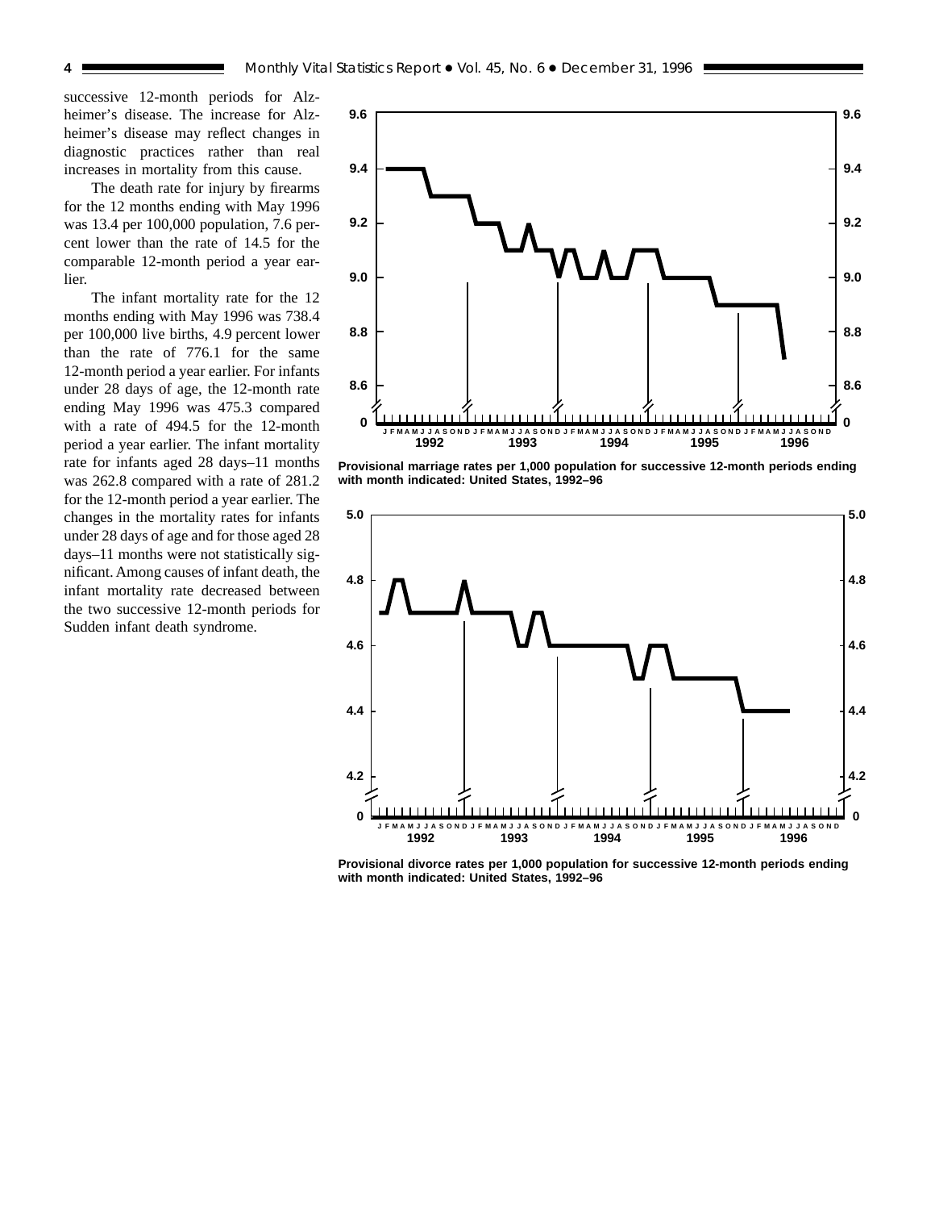successive 12-month periods for Alzheimer's disease. The increase for Alzheimer's disease may reflect changes in diagnostic practices rather than real increases in mortality from this cause.

The death rate for injury by firearms for the 12 months ending with May 1996 was 13.4 per 100,000 population, 7.6 percent lower than the rate of 14.5 for the comparable 12-month period a year earlier.

The infant mortality rate for the 12 months ending with May 1996 was 738.4 per 100,000 live births, 4.9 percent lower than the rate of 776.1 for the same 12-month period a year earlier. For infants under 28 days of age, the 12-month rate ending May 1996 was 475.3 compared with a rate of 494.5 for the 12-month period a year earlier. The infant mortality rate for infants aged 28 days–11 months was 262.8 compared with a rate of 281.2 for the 12-month period a year earlier. The changes in the mortality rates for infants under 28 days of age and for those aged 28 days–11 months were not statistically significant. Among causes of infant death, the infant mortality rate decreased between the two successive 12-month periods for Sudden infant death syndrome.

**Provisional marriage rates per 1,000 population for successive 12-month periods ending with month indicated: United States, 1992–96**

**Provisional divorce rates per 1,000 population for successive 12-month periods ending with month indicated: United States, 1992–96**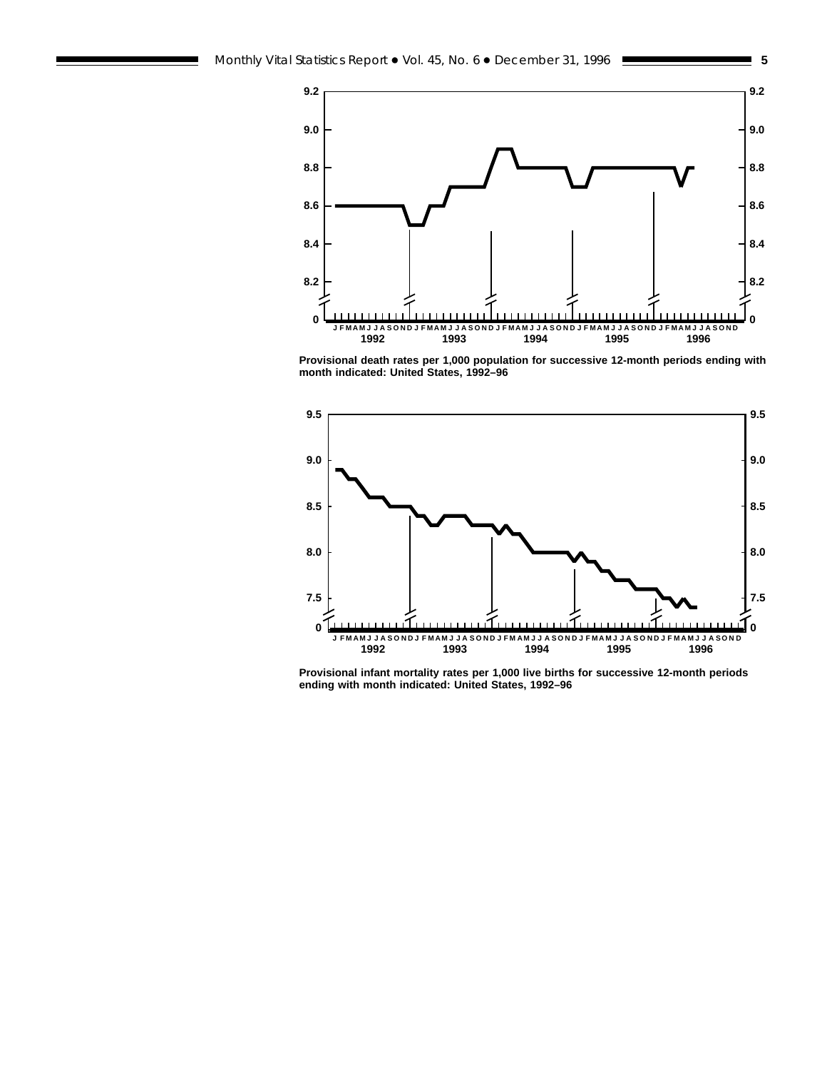Provisional death rates per 1,000 population for successive 12-month periods ending with month indicated: United States, 1992–96

Provisional infant mortality rates per 1,000 live births for successive 12-month periods ending with month indicated: United States, 1992–96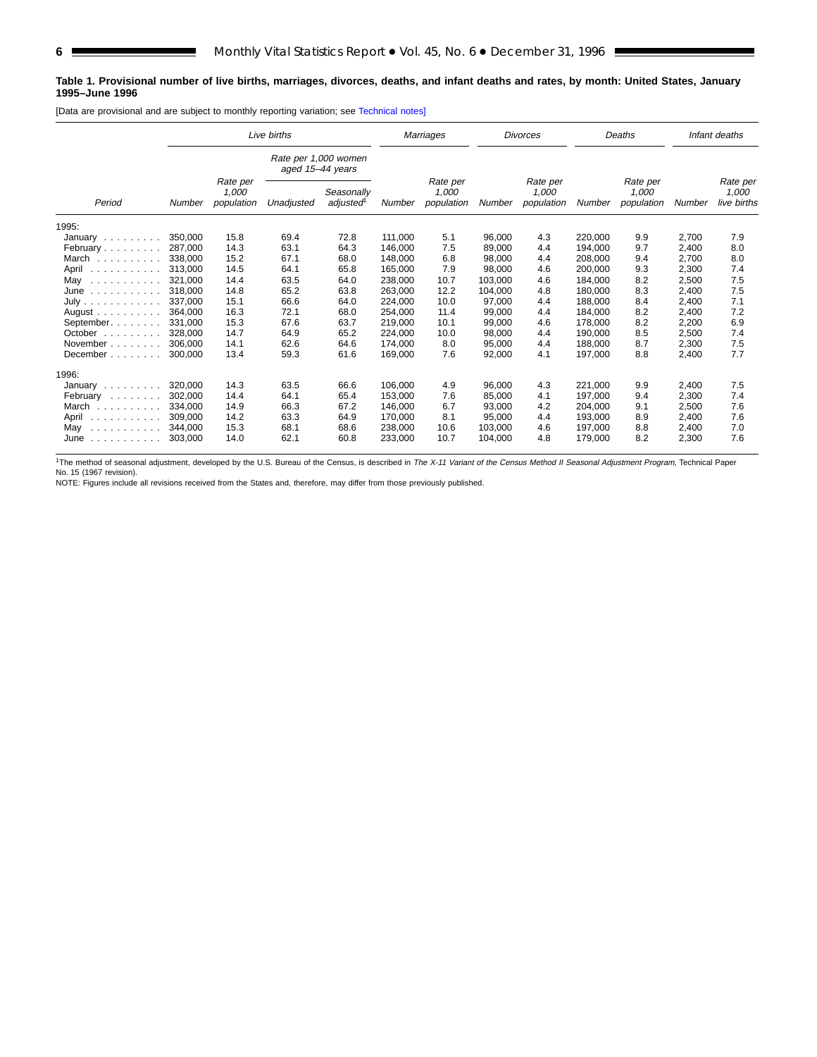**Table 1. Provisional number of live births, marriages, divorces, deaths, and infant deaths and rates, by month: United States, January 1995–June 1996**

[Data are provisional and are subject to monthly reporting variation; see Technical notes]

| Period | Live births | | | | Marriages | | Divorces | | Deaths | | Infant deaths | |
|---|---|---|---|---|---|---|---|---|---|---|---|---|
| | | | Rate per 1,000 women aged 15–44 years | | | | | | | | | |
| | Number | Rate per 1,000 population | Unadjusted | Seasonally adjusted[1] | Number | Rate per 1,000 population | Number | Rate per 1,000 population | Number | Rate per 1,000 population | Number | Rate per 1,000 live births |
| 1995: | | | | | | | | | | | | |
| January | 350,000 | 15.8 | 69.4 | 72.8 | 111,000 | 5.1 | 96,000 | 4.3 | 220,000 | 9.9 | 2,700 | 7.9 |
| February | 287,000 | 14.3 | 63.1 | 64.3 | 146,000 | 7.5 | 89,000 | 4.4 | 194,000 | 9.7 | 2,400 | 8.0 |
| March | 338,000 | 15.2 | 67.1 | 68.0 | 148,000 | 6.8 | 98,000 | 4.4 | 208,000 | 9.4 | 2,700 | 8.0 |
| April | 313,000 | 14.5 | 64.1 | 65.8 | 165,000 | 7.9 | 98,000 | 4.6 | 200,000 | 9.3 | 2,300 | 7.4 |
| May | 321,000 | 14.4 | 63.5 | 64.0 | 238,000 | 10.7 | 103,000 | 4.6 | 184,000 | 8.2 | 2,500 | 7.5 |
| June | 318,000 | 14.8 | 65.2 | 63.8 | 263,000 | 12.2 | 104,000 | 4.8 | 180,000 | 8.3 | 2,400 | 7.5 |
| July | 337,000 | 15.1 | 66.6 | 64.0 | 224,000 | 10.0 | 97,000 | 4.4 | 188,000 | 8.4 | 2,400 | 7.1 |
| August | 364,000 | 16.3 | 72.1 | 68.0 | 254,000 | 11.4 | 99,000 | 4.4 | 184,000 | 8.2 | 2,400 | 7.2 |
| September | 331,000 | 15.3 | 67.6 | 63.7 | 219,000 | 10.1 | 99,000 | 4.6 | 178,000 | 8.2 | 2,200 | 6.9 |
| October | 328,000 | 14.7 | 64.9 | 65.2 | 224,000 | 10.0 | 98,000 | 4.4 | 190,000 | 8.5 | 2,500 | 7.4 |
| November | 306,000 | 14.1 | 62.6 | 64.6 | 174,000 | 8.0 | 95,000 | 4.4 | 188,000 | 8.7 | 2,300 | 7.5 |
| December | 300,000 | 13.4 | 59.3 | 61.6 | 169,000 | 7.6 | 92,000 | 4.1 | 197,000 | 8.8 | 2,400 | 7.7 |
| 1996: | | | | | | | | | | | | |
| January | 320,000 | 14.3 | 63.5 | 66.6 | 106,000 | 4.9 | 96,000 | 4.3 | 221,000 | 9.9 | 2,400 | 7.5 |
| February | 302,000 | 14.4 | 64.1 | 65.4 | 153,000 | 7.6 | 85,000 | 4.1 | 197,000 | 9.4 | 2,300 | 7.4 |
| March | 334,000 | 14.9 | 66.3 | 67.2 | 146,000 | 6.7 | 93,000 | 4.2 | 204,000 | 9.1 | 2,500 | 7.6 |
| April | 309,000 | 14.2 | 63.3 | 64.9 | 170,000 | 8.1 | 95,000 | 4.4 | 193,000 | 8.9 | 2,400 | 7.6 |
| May | 344,000 | 15.3 | 68.1 | 68.6 | 238,000 | 10.6 | 103,000 | 4.6 | 197,000 | 8.8 | 2,400 | 7.0 |
| June | 303,000 | 14.0 | 62.1 | 60.8 | 233,000 | 10.7 | 104,000 | 4.8 | 179,000 | 8.2 | 2,300 | 7.6 |

[1]The method of seasonal adjustment, developed by the U.S. Bureau of the Census, is described in *The X-11 Variant of the Census Method II Seasonal Adjustment Program*, Technical Paper No. 15 (1967 revision).

NOTE: Figures include all revisions received from the States and, therefore, may differ from those previously published.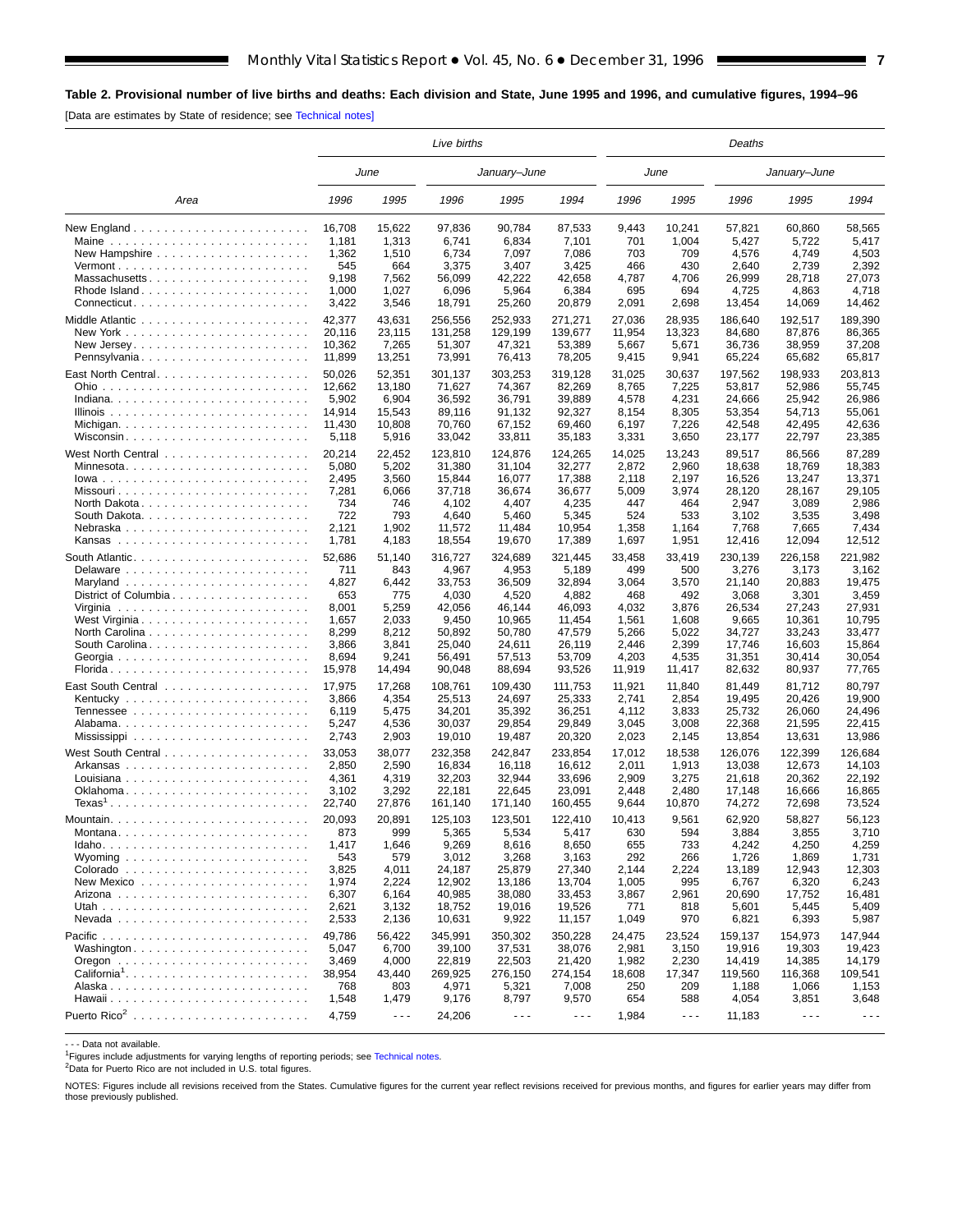**Table 2. Provisional number of live births and deaths: Each division and State, June 1995 and 1996, and cumulative figures, 1994–96**

[Data are estimates by State of residence; see Technical notes]

| Area | Live births | | | | | Deaths | | | | |
|---|---|---|---|---|---|---|---|---|---|---|
| | June | | January–June | | | June | | January–June | | |
| | 1996 | 1995 | 1996 | 1995 | 1994 | 1996 | 1995 | 1996 | 1995 | 1994 |
| New England | 16,708 | 15,622 | 97,836 | 90,784 | 87,533 | 9,443 | 10,241 | 57,821 | 60,860 | 58,565 |
| Maine | 1,181 | 1,313 | 6,741 | 6,834 | 7,101 | 701 | 1,004 | 5,427 | 5,722 | 5,417 |
| New Hampshire | 1,362 | 1,510 | 6,734 | 7,097 | 7,086 | 703 | 709 | 4,576 | 4,749 | 4,503 |
| Vermont | 545 | 664 | 3,375 | 3,407 | 3,425 | 466 | 430 | 2,640 | 2,739 | 2,392 |
| Massachusetts | 9,198 | 7,562 | 56,099 | 42,222 | 42,658 | 4,787 | 4,706 | 26,999 | 28,718 | 27,073 |
| Rhode Island | 1,000 | 1,027 | 6,096 | 5,964 | 6,384 | 695 | 694 | 4,725 | 4,863 | 4,718 |
| Connecticut | 3,422 | 3,546 | 18,791 | 25,260 | 20,879 | 2,091 | 2,698 | 13,454 | 14,069 | 14,462 |
| Middle Atlantic | 42,377 | 43,631 | 256,556 | 252,933 | 271,271 | 27,036 | 28,935 | 186,640 | 192,517 | 189,390 |
| New York | 20,116 | 23,115 | 131,258 | 129,199 | 139,677 | 11,954 | 13,323 | 84,680 | 87,876 | 86,365 |
| New Jersey | 10,362 | 7,265 | 51,307 | 47,321 | 53,389 | 5,667 | 5,671 | 36,736 | 38,959 | 37,208 |
| Pennsylvania | 11,899 | 13,251 | 73,991 | 76,413 | 78,205 | 9,415 | 9,941 | 65,224 | 65,682 | 65,817 |
| East North Central | 50,026 | 52,351 | 301,137 | 303,253 | 319,128 | 31,025 | 30,637 | 197,562 | 198,933 | 203,813 |
| Ohio | 12,662 | 13,180 | 71,627 | 74,367 | 82,269 | 8,765 | 7,225 | 53,817 | 52,986 | 55,745 |
| Indiana | 5,902 | 6,904 | 36,592 | 36,791 | 39,889 | 4,578 | 4,231 | 24,666 | 25,942 | 26,986 |
| Illinois | 14,914 | 15,543 | 89,116 | 91,132 | 92,327 | 8,154 | 8,305 | 53,354 | 54,713 | 55,061 |
| Michigan | 11,430 | 10,808 | 70,760 | 67,152 | 69,460 | 6,197 | 7,226 | 42,548 | 42,495 | 42,636 |
| Wisconsin | 5,118 | 5,916 | 33,042 | 33,811 | 35,183 | 3,331 | 3,650 | 23,177 | 22,797 | 23,385 |
| West North Central | 20,214 | 22,452 | 123,810 | 124,876 | 124,265 | 14,025 | 13,243 | 89,517 | 86,566 | 87,289 |
| Minnesota | 5,080 | 5,202 | 31,380 | 31,104 | 32,277 | 2,872 | 2,960 | 18,638 | 18,769 | 18,383 |
| Iowa | 2,495 | 3,560 | 15,844 | 16,077 | 17,388 | 2,118 | 2,197 | 16,526 | 13,247 | 13,371 |
| Missouri | 7,281 | 6,066 | 37,718 | 36,674 | 36,677 | 5,009 | 3,974 | 28,120 | 28,167 | 29,105 |
| North Dakota | 734 | 746 | 4,102 | 4,407 | 4,235 | 447 | 464 | 2,947 | 3,089 | 2,986 |
| South Dakota | 722 | 793 | 4,640 | 5,460 | 5,345 | 524 | 533 | 3,102 | 3,535 | 3,498 |
| Nebraska | 2,121 | 1,902 | 11,572 | 11,484 | 10,954 | 1,358 | 1,164 | 7,768 | 7,665 | 7,434 |
| Kansas | 1,781 | 4,183 | 18,554 | 19,670 | 17,389 | 1,697 | 1,951 | 12,416 | 12,094 | 12,512 |
| South Atlantic | 52,686 | 51,140 | 316,727 | 324,689 | 321,445 | 33,458 | 33,419 | 230,139 | 226,158 | 221,982 |
| Delaware | 711 | 843 | 4,967 | 4,953 | 5,189 | 499 | 500 | 3,276 | 3,173 | 3,162 |
| Maryland | 4,827 | 6,442 | 33,753 | 36,509 | 32,894 | 3,064 | 3,570 | 21,140 | 20,883 | 19,475 |
| District of Columbia | 653 | 775 | 4,030 | 4,520 | 4,882 | 468 | 492 | 3,068 | 3,301 | 3,459 |
| Virginia | 8,001 | 5,259 | 42,056 | 46,144 | 46,093 | 4,032 | 3,876 | 26,534 | 27,243 | 27,931 |
| West Virginia | 1,657 | 2,033 | 9,450 | 10,965 | 11,454 | 1,561 | 1,608 | 9,665 | 10,361 | 10,795 |
| North Carolina | 8,299 | 8,212 | 50,892 | 50,780 | 47,579 | 5,266 | 5,022 | 34,727 | 33,243 | 33,477 |
| South Carolina | 3,866 | 3,841 | 25,040 | 24,611 | 26,119 | 2,446 | 2,399 | 17,746 | 16,603 | 15,864 |
| Georgia | 8,694 | 9,241 | 56,491 | 57,513 | 53,709 | 4,203 | 4,535 | 31,351 | 30,414 | 30,054 |
| Florida | 15,978 | 14,494 | 90,048 | 88,694 | 93,526 | 11,919 | 11,417 | 82,632 | 80,937 | 77,765 |
| East South Central | 17,975 | 17,268 | 108,761 | 109,430 | 111,753 | 11,921 | 11,840 | 81,449 | 81,712 | 80,797 |
| Kentucky | 3,866 | 4,354 | 25,513 | 24,697 | 25,333 | 2,741 | 2,854 | 19,495 | 20,426 | 19,900 |
| Tennessee | 6,119 | 5,475 | 34,201 | 35,392 | 36,251 | 4,112 | 3,833 | 25,732 | 26,060 | 24,496 |
| Alabama | 5,247 | 4,536 | 30,037 | 29,854 | 29,849 | 3,045 | 3,008 | 22,368 | 21,595 | 22,415 |
| Mississippi | 2,743 | 2,903 | 19,010 | 19,487 | 20,320 | 2,023 | 2,145 | 13,854 | 13,631 | 13,986 |
| West South Central | 33,053 | 38,077 | 232,358 | 242,847 | 233,854 | 17,012 | 18,538 | 126,076 | 122,399 | 126,684 |
| Arkansas | 2,850 | 2,590 | 16,834 | 16,118 | 16,612 | 2,011 | 1,913 | 13,038 | 12,673 | 14,103 |
| Louisiana | 4,361 | 4,319 | 32,203 | 32,944 | 33,696 | 2,909 | 3,275 | 21,618 | 20,362 | 22,192 |
| Oklahoma | 3,102 | 3,292 | 22,181 | 22,645 | 23,091 | 2,448 | 2,480 | 17,148 | 16,666 | 16,865 |
| Texas[1] | 22,740 | 27,876 | 161,140 | 171,140 | 160,455 | 9,644 | 10,870 | 74,272 | 72,698 | 73,524 |
| Mountain | 20,093 | 20,891 | 125,103 | 123,501 | 122,410 | 10,413 | 9,561 | 62,920 | 58,827 | 56,123 |
| Montana | 873 | 999 | 5,365 | 5,534 | 5,417 | 630 | 594 | 3,884 | 3,855 | 3,710 |
| Idaho | 1,417 | 1,646 | 9,269 | 8,616 | 8,650 | 655 | 733 | 4,242 | 4,250 | 4,259 |
| Wyoming | 543 | 579 | 3,012 | 3,268 | 3,163 | 292 | 266 | 1,726 | 1,869 | 1,731 |
| Colorado | 3,825 | 4,011 | 24,187 | 25,879 | 27,340 | 2,144 | 2,224 | 13,189 | 12,943 | 12,303 |
| New Mexico | 1,974 | 2,224 | 12,902 | 13,186 | 13,704 | 1,005 | 995 | 6,767 | 6,320 | 6,243 |
| Arizona | 6,307 | 6,164 | 40,985 | 38,080 | 33,453 | 3,867 | 2,961 | 20,690 | 17,752 | 16,481 |
| Utah | 2,621 | 3,132 | 18,752 | 19,016 | 19,526 | 771 | 818 | 5,601 | 5,445 | 5,409 |
| Nevada | 2,533 | 2,136 | 10,631 | 9,922 | 11,157 | 1,049 | 970 | 6,821 | 6,393 | 5,987 |
| Pacific | 49,786 | 56,422 | 345,991 | 350,302 | 350,228 | 24,475 | 23,524 | 159,137 | 154,973 | 147,944 |
| Washington | 5,047 | 6,700 | 39,100 | 37,531 | 38,076 | 2,981 | 3,150 | 19,916 | 19,303 | 19,423 |
| Oregon | 3,469 | 4,000 | 22,819 | 22,503 | 21,420 | 1,982 | 2,230 | 14,419 | 14,385 | 14,179 |
| California[1] | 38,954 | 43,440 | 269,925 | 276,150 | 274,154 | 18,608 | 17,347 | 119,560 | 116,368 | 109,541 |
| Alaska | 768 | 803 | 4,971 | 5,321 | 7,008 | 250 | 209 | 1,188 | 1,066 | 1,153 |
| Hawaii | 1,548 | 1,479 | 9,176 | 8,797 | 9,570 | 654 | 588 | 4,054 | 3,851 | 3,648 |
| Puerto Rico[2] | 4,759 | - - - | 24,206 | - - - | - - - | 1,984 | - - - | 11,183 | - - - | - - - |

- - - Data not available.

[1]Figures include adjustments for varying lengths of reporting periods; see Technical notes.

[2]Data for Puerto Rico are not included in U.S. total figures.

NOTES: Figures include all revisions received from the States. Cumulative figures for the current year reflect revisions received for previous months, and figures for earlier years may differ from those previously published.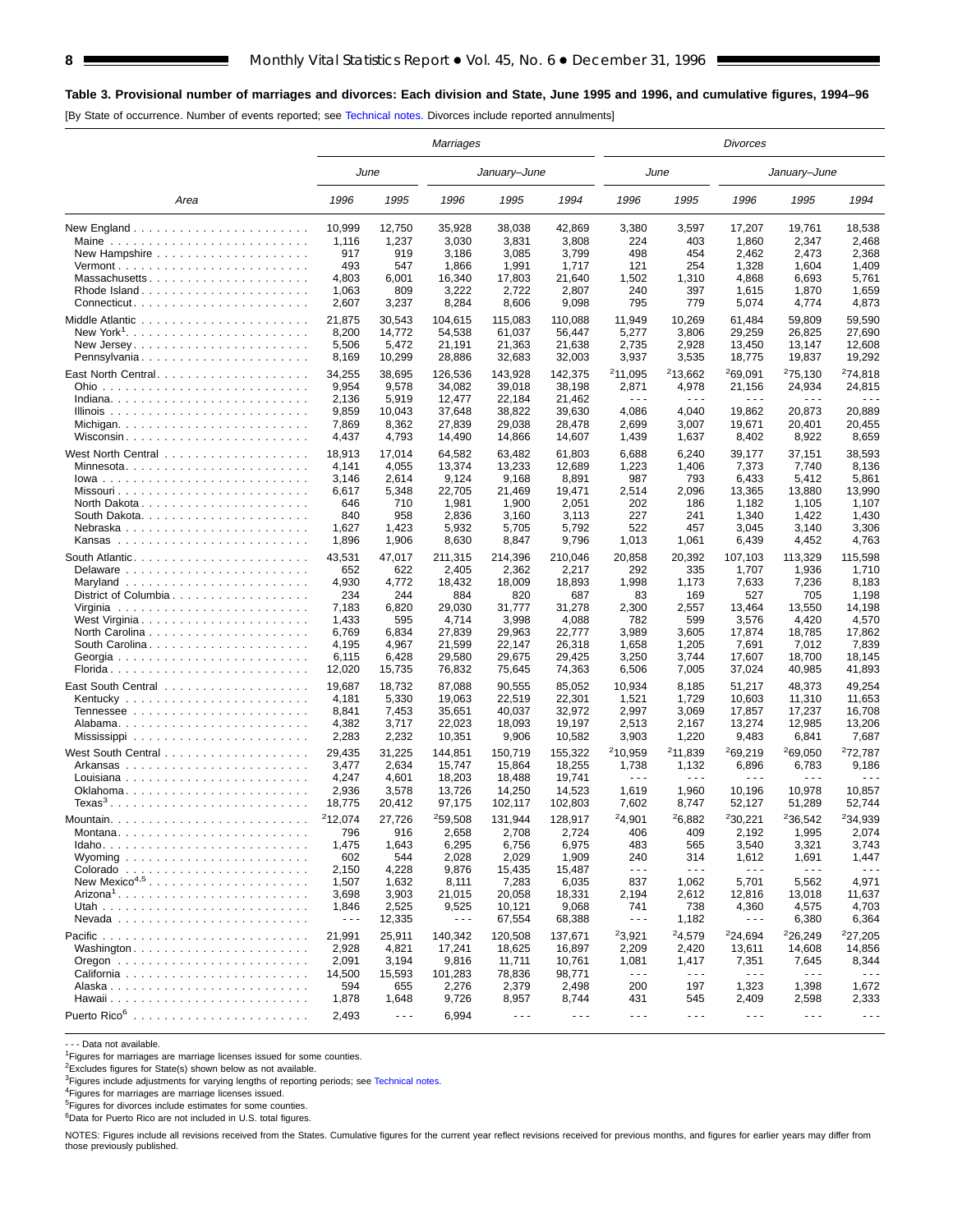**Table 3. Provisional number of marriages and divorces: Each division and State, June 1995 and 1996, and cumulative figures, 1994–96**

[By State of occurrence. Number of events reported; see Technical notes. Divorces include reported annulments]

| Area | Marriages | | | | | Divorces | | | | |
|---|---|---|---|---|---|---|---|---|---|---|
| | June | | January–June | | | June | | January–June | | |
| | 1996 | 1995 | 1996 | 1995 | 1994 | 1996 | 1995 | 1996 | 1995 | 1994 |
| New England | 10,999 | 12,750 | 35,928 | 38,038 | 42,869 | 3,380 | 3,597 | 17,207 | 19,761 | 18,538 |
| Maine | 1,116 | 1,237 | 3,030 | 3,831 | 3,808 | 224 | 403 | 1,860 | 2,347 | 2,468 |
| New Hampshire | 917 | 919 | 3,186 | 3,085 | 3,799 | 498 | 454 | 2,462 | 2,473 | 2,368 |
| Vermont | 493 | 547 | 1,866 | 1,991 | 1,717 | 121 | 254 | 1,328 | 1,604 | 1,409 |
| Massachusetts | 4,803 | 6,001 | 16,340 | 17,803 | 21,640 | 1,502 | 1,310 | 4,868 | 6,693 | 5,761 |
| Rhode Island | 1,063 | 809 | 3,222 | 2,722 | 2,807 | 240 | 397 | 1,615 | 1,870 | 1,659 |
| Connecticut | 2,607 | 3,237 | 8,284 | 8,606 | 9,098 | 795 | 779 | 5,074 | 4,774 | 4,873 |
| Middle Atlantic | 21,875 | 30,543 | 104,615 | 115,083 | 110,088 | 11,949 | 10,269 | 61,484 | 59,809 | 59,590 |
| New York[1] | 8,200 | 14,772 | 54,538 | 61,037 | 56,447 | 5,277 | 3,806 | 29,259 | 26,825 | 27,690 |
| New Jersey | 5,506 | 5,472 | 21,191 | 21,363 | 21,638 | 2,735 | 2,928 | 13,450 | 13,147 | 12,608 |
| Pennsylvania | 8,169 | 10,299 | 28,886 | 32,683 | 32,003 | 3,937 | 3,535 | 18,775 | 19,837 | 19,292 |
| East North Central | 34,255 | 38,695 | 126,536 | 143,928 | 142,375 | [2]11,095 | [2]13,662 | [2]69,091 | [2]75,130 | [2]74,818 |
| Ohio | 9,954 | 9,578 | 34,082 | 39,018 | 38,198 | 2,871 | 4,978 | 21,156 | 24,934 | 24,815 |
| Indiana | 2,136 | 5,919 | 12,477 | 22,184 | 21,462 | - - - | - - - | - - - | - - - | - - - |
| Illinois | 9,859 | 10,043 | 37,648 | 38,822 | 39,630 | 4,086 | 4,040 | 19,862 | 20,873 | 20,889 |
| Michigan | 7,869 | 8,362 | 27,839 | 29,038 | 28,478 | 2,699 | 3,007 | 19,671 | 20,401 | 20,455 |
| Wisconsin | 4,437 | 4,793 | 14,490 | 14,866 | 14,607 | 1,439 | 1,637 | 8,402 | 8,922 | 8,659 |
| West North Central | 18,913 | 17,014 | 64,582 | 63,482 | 61,803 | 6,688 | 6,240 | 39,177 | 37,151 | 38,593 |
| Minnesota | 4,141 | 4,055 | 13,374 | 13,233 | 12,689 | 1,223 | 1,406 | 7,373 | 7,740 | 8,136 |
| Iowa | 3,146 | 2,614 | 9,124 | 9,168 | 8,891 | 987 | 793 | 6,433 | 5,412 | 5,861 |
| Missouri | 6,617 | 5,348 | 22,705 | 21,469 | 19,471 | 2,514 | 2,096 | 13,365 | 13,880 | 13,990 |
| North Dakota | 646 | 710 | 1,981 | 1,900 | 2,051 | 202 | 186 | 1,182 | 1,105 | 1,107 |
| South Dakota | 840 | 958 | 2,836 | 3,160 | 3,113 | 227 | 241 | 1,340 | 1,422 | 1,430 |
| Nebraska | 1,627 | 1,423 | 5,932 | 5,705 | 5,792 | 522 | 457 | 3,045 | 3,140 | 3,306 |
| Kansas | 1,896 | 1,906 | 8,630 | 8,847 | 9,796 | 1,013 | 1,061 | 6,439 | 4,452 | 4,763 |
| South Atlantic | 43,531 | 47,017 | 211,315 | 214,396 | 210,046 | 20,858 | 20,392 | 107,103 | 113,329 | 115,598 |
| Delaware | 652 | 622 | 2,405 | 2,362 | 2,217 | 292 | 335 | 1,707 | 1,936 | 1,710 |
| Maryland | 4,930 | 4,772 | 18,432 | 18,009 | 18,893 | 1,998 | 1,173 | 7,633 | 7,236 | 8,183 |
| District of Columbia | 234 | 244 | 884 | 820 | 687 | 83 | 169 | 527 | 705 | 1,198 |
| Virginia | 7,183 | 6,820 | 29,030 | 31,777 | 31,278 | 2,300 | 2,557 | 13,464 | 13,550 | 14,198 |
| West Virginia | 1,433 | 595 | 4,714 | 3,998 | 4,088 | 782 | 599 | 3,576 | 4,420 | 4,570 |
| North Carolina | 6,769 | 6,834 | 27,839 | 29,963 | 22,777 | 3,989 | 3,605 | 17,874 | 18,785 | 17,862 |
| South Carolina | 4,195 | 4,967 | 21,599 | 22,147 | 26,318 | 1,658 | 1,205 | 7,691 | 7,012 | 7,839 |
| Georgia | 6,115 | 6,428 | 29,580 | 29,675 | 29,425 | 3,250 | 3,744 | 17,607 | 18,700 | 18,145 |
| Florida | 12,020 | 15,735 | 76,832 | 75,645 | 74,363 | 6,506 | 7,005 | 37,024 | 40,985 | 41,893 |
| East South Central | 19,687 | 18,732 | 87,088 | 90,555 | 85,052 | 10,934 | 8,185 | 51,217 | 48,373 | 49,254 |
| Kentucky | 4,181 | 5,330 | 19,063 | 22,519 | 22,301 | 1,521 | 1,729 | 10,603 | 11,310 | 11,653 |
| Tennessee | 8,841 | 7,453 | 35,651 | 40,037 | 32,972 | 2,997 | 3,069 | 17,857 | 17,237 | 16,708 |
| Alabama | 4,382 | 3,717 | 22,023 | 18,093 | 19,197 | 2,513 | 2,167 | 13,274 | 12,985 | 13,206 |
| Mississippi | 2,283 | 2,232 | 10,351 | 9,906 | 10,582 | 3,903 | 1,220 | 9,483 | 6,841 | 7,687 |
| West South Central | 29,435 | 31,225 | 144,851 | 150,719 | 155,322 | [2]10,959 | [2]11,839 | [2]69,219 | [2]69,050 | [2]72,787 |
| Arkansas | 3,477 | 2,634 | 15,747 | 15,864 | 18,255 | 1,738 | 1,132 | 6,896 | 6,783 | 9,186 |
| Louisiana | 4,247 | 4,601 | 18,203 | 18,488 | 19,741 | - - - | - - - | - - - | - - - | - - - |
| Oklahoma | 2,936 | 3,578 | 13,726 | 14,250 | 14,523 | 1,619 | 1,960 | 10,196 | 10,978 | 10,857 |
| Texas[3] | 18,775 | 20,412 | 97,175 | 102,117 | 102,803 | 7,602 | 8,747 | 52,127 | 51,289 | 52,744 |
| Mountain | [2]12,074 | 27,726 | [2]59,508 | 131,944 | 128,917 | [2]4,901 | [2]6,882 | [2]30,221 | [2]36,542 | [2]34,939 |
| Montana | 796 | 916 | 2,658 | 2,708 | 2,724 | 406 | 409 | 2,192 | 1,995 | 2,074 |
| Idaho | 1,475 | 1,643 | 6,295 | 6,756 | 6,975 | 483 | 565 | 3,540 | 3,321 | 3,743 |
| Wyoming | 602 | 544 | 2,028 | 2,029 | 1,909 | 240 | 314 | 1,612 | 1,691 | 1,447 |
| Colorado | 2,150 | 4,228 | 9,876 | 15,435 | 15,487 | - - - | - - - | - - - | - - - | - - - |
| New Mexico[4,5] | 1,507 | 1,632 | 8,111 | 7,283 | 6,035 | 837 | 1,062 | 5,701 | 5,562 | 4,971 |
| Arizona[1] | 3,698 | 3,903 | 21,015 | 20,058 | 18,331 | 2,194 | 2,612 | 12,816 | 13,018 | 11,637 |
| Utah | 1,846 | 2,525 | 9,525 | 10,121 | 9,068 | 741 | 738 | 4,360 | 4,575 | 4,703 |
| Nevada | - - - | 12,335 | - - - | 67,554 | 68,388 | - - - | 1,182 | - - - | 6,380 | 6,364 |
| Pacific | 21,991 | 25,911 | 140,342 | 120,508 | 137,671 | [2]3,921 | [2]4,579 | [2]24,694 | [2]26,249 | [2]27,205 |
| Washington | 2,928 | 4,821 | 17,241 | 18,625 | 16,897 | 2,209 | 2,420 | 13,611 | 14,608 | 14,856 |
| Oregon | 2,091 | 3,194 | 9,816 | 11,711 | 10,761 | 1,081 | 1,417 | 7,351 | 7,645 | 8,344 |
| California | 14,500 | 15,593 | 101,283 | 78,836 | 98,771 | - - - | - - - | - - - | - - - | - - - |
| Alaska | 594 | 655 | 2,276 | 2,379 | 2,498 | 200 | 197 | 1,323 | 1,398 | 1,672 |
| Hawaii | 1,878 | 1,648 | 9,726 | 8,957 | 8,744 | 431 | 545 | 2,409 | 2,598 | 2,333 |
| Puerto Rico[6] | 2,493 | - - - | 6,994 | - - - | - - - | - - - | - - - | - - - | - - - | - - - |

- - - Data not available.
[1]Figures for marriages are marriage licenses issued for some counties.
[2]Excludes figures for State(s) shown below as not available.
[3]Figures include adjustments for varying lengths of reporting periods; see Technical notes.
[4]Figures for marriages are marriage licenses issued.
[5]Figures for divorces include estimates for some counties.
[6]Data for Puerto Rico are not included in U.S. total figures.

NOTES: Figures include all revisions received from the States. Cumulative figures for the current year reflect revisions received for previous months, and figures for earlier years may differ from those previously published.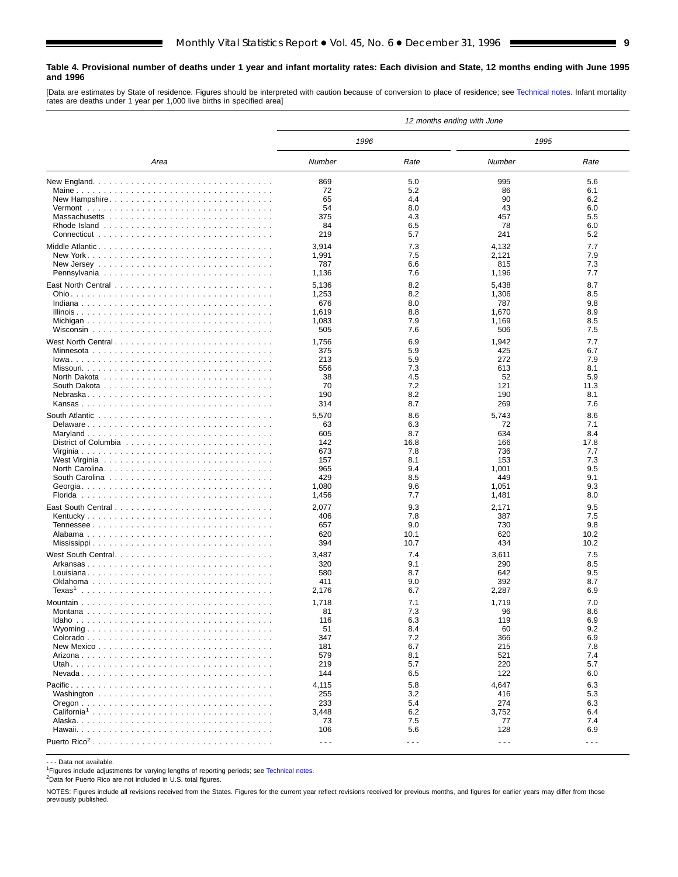**Table 4. Provisional number of deaths under 1 year and infant mortality rates: Each division and State, 12 months ending with June 1995 and 1996**

[Data are estimates by State of residence. Figures should be interpreted with caution because of conversion to place of residence; see Technical notes. Infant mortality rates are deaths under 1 year per 1,000 live births in specified area]

| Area | 12 months ending with June | | | |
|---|---|---|---|---|
| | 1996 | | 1995 | |
| | Number | Rate | Number | Rate |
| New England | 869 | 5.0 | 995 | 5.6 |
| Maine | 72 | 5.2 | 86 | 6.1 |
| New Hampshire | 65 | 4.4 | 90 | 6.2 |
| Vermont | 54 | 8.0 | 43 | 6.0 |
| Massachusetts | 375 | 4.3 | 457 | 5.5 |
| Rhode Island | 84 | 6.5 | 78 | 6.0 |
| Connecticut | 219 | 5.7 | 241 | 5.2 |
| Middle Atlantic | 3,914 | 7.3 | 4,132 | 7.7 |
| New York | 1,991 | 7.5 | 2,121 | 7.9 |
| New Jersey | 787 | 6.6 | 815 | 7.3 |
| Pennsylvania | 1,136 | 7.6 | 1,196 | 7.7 |
| East North Central | 5,136 | 8.2 | 5,438 | 8.7 |
| Ohio | 1,253 | 8.2 | 1,306 | 8.5 |
| Indiana | 676 | 8.0 | 787 | 9.8 |
| Illinois | 1,619 | 8.8 | 1,670 | 8.9 |
| Michigan | 1,083 | 7.9 | 1,169 | 8.5 |
| Wisconsin | 505 | 7.6 | 506 | 7.5 |
| West North Central | 1,756 | 6.9 | 1,942 | 7.7 |
| Minnesota | 375 | 5.9 | 425 | 6.7 |
| Iowa | 213 | 5.9 | 272 | 7.9 |
| Missouri | 556 | 7.3 | 613 | 8.1 |
| North Dakota | 38 | 4.5 | 52 | 5.9 |
| South Dakota | 70 | 7.2 | 121 | 11.3 |
| Nebraska | 190 | 8.2 | 190 | 8.1 |
| Kansas | 314 | 8.7 | 269 | 7.6 |
| South Atlantic | 5,570 | 8.6 | 5,743 | 8.6 |
| Delaware | 63 | 6.3 | 72 | 7.1 |
| Maryland | 605 | 8.7 | 634 | 8.4 |
| District of Columbia | 142 | 16.8 | 166 | 17.8 |
| Virginia | 673 | 7.8 | 736 | 7.7 |
| West Virginia | 157 | 8.1 | 153 | 7.3 |
| North Carolina | 965 | 9.4 | 1,001 | 9.5 |
| South Carolina | 429 | 8.5 | 449 | 9.1 |
| Georgia | 1,080 | 9.6 | 1,051 | 9.3 |
| Florida | 1,456 | 7.7 | 1,481 | 8.0 |
| East South Central | 2,077 | 9.3 | 2,171 | 9.5 |
| Kentucky | 406 | 7.8 | 387 | 7.5 |
| Tennessee | 657 | 9.0 | 730 | 9.8 |
| Alabama | 620 | 10.1 | 620 | 10.2 |
| Mississippi | 394 | 10.7 | 434 | 10.2 |
| West South Central | 3,487 | 7.4 | 3,611 | 7.5 |
| Arkansas | 320 | 9.1 | 290 | 8.5 |
| Louisiana | 580 | 8.7 | 642 | 9.5 |
| Oklahoma | 411 | 9.0 | 392 | 8.7 |
| Texas[1] | 2,176 | 6.7 | 2,287 | 6.9 |
| Mountain | 1,718 | 7.1 | 1,719 | 7.0 |
| Montana | 81 | 7.3 | 96 | 8.6 |
| Idaho | 116 | 6.3 | 119 | 6.9 |
| Wyoming | 51 | 8.4 | 60 | 9.2 |
| Colorado | 347 | 7.2 | 366 | 6.9 |
| New Mexico | 181 | 6.7 | 215 | 7.8 |
| Arizona | 579 | 8.1 | 521 | 7.4 |
| Utah | 219 | 5.7 | 220 | 5.7 |
| Nevada | 144 | 6.5 | 122 | 6.0 |
| Pacific | 4,115 | 5.8 | 4,647 | 6.3 |
| Washington | 255 | 3.2 | 416 | 5.3 |
| Oregon | 233 | 5.4 | 274 | 6.3 |
| California[1] | 3,448 | 6.2 | 3,752 | 6.4 |
| Alaska | 73 | 7.5 | 77 | 7.4 |
| Hawaii | 106 | 5.6 | 128 | 6.9 |
| Puerto Rico[2] | - - - | - - - | - - - | - - - |

- - - Data not available.

[1]Figures include adjustments for varying lengths of reporting periods; see Technical notes.

[2]Data for Puerto Rico are not included in U.S. total figures.

NOTES: Figures include all revisions received from the States. Figures for the current year reflect revisions received for previous months, and figures for earlier years may differ from those previously published.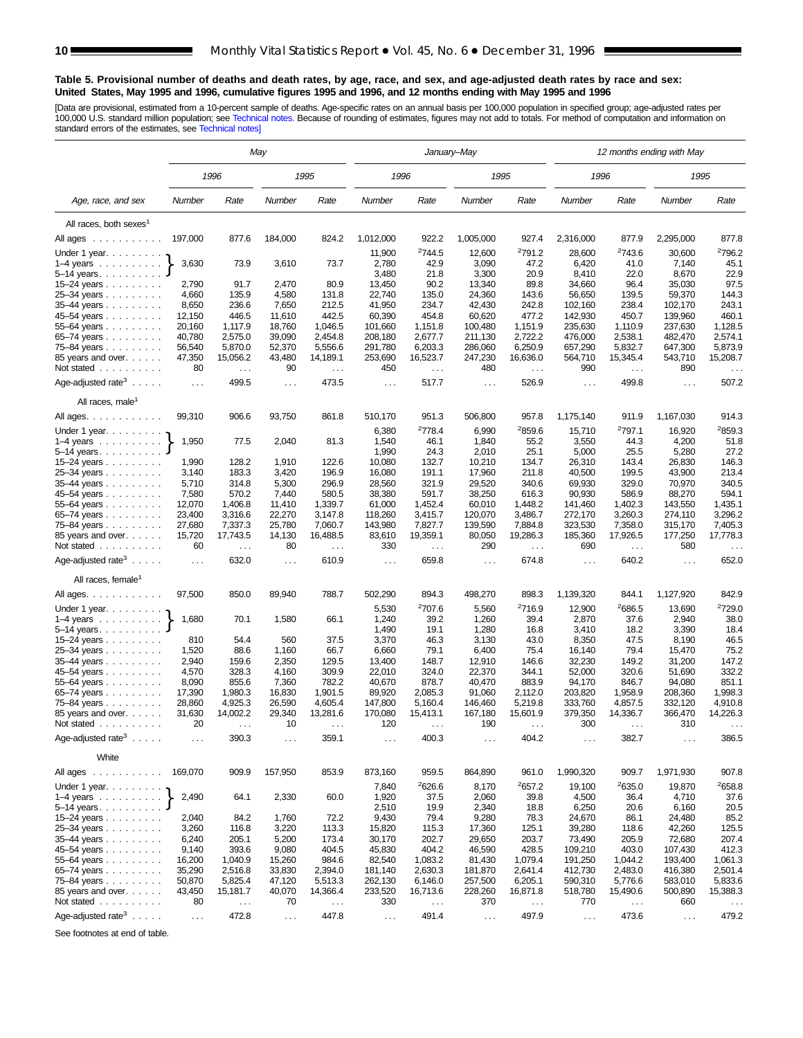**Table 5. Provisional number of deaths and death rates, by age, race, and sex, and age-adjusted death rates by race and sex: United States, May 1995 and 1996, cumulative figures 1995 and 1996, and 12 months ending with May 1995 and 1996**

[Data are provisional, estimated from a 10-percent sample of deaths. Age-specific rates on an annual basis per 100,000 population in specified group; age-adjusted rates per 100,000 U.S. standard million population; see Technical notes. Because of rounding of estimates, figures may not add to totals. For method of computation and information on standard errors of the estimates, see Technical notes]

| Age, race, and sex | May | | | | January–May | | | | 12 months ending with May | | | |
|---|---|---|---|---|---|---|---|---|---|---|---|---|
| | 1996 | | 1995 | | 1996 | | 1995 | | 1996 | | 1995 | |
| | Number | Rate | Number | Rate | Number | Rate | Number | Rate | Number | Rate | Number | Rate |
| **All races, both sexes[1]** | | | | | | | | | | | | |
| All ages | 197,000 | 877.6 | 184,000 | 824.2 | 1,012,000 | 922.2 | 1,005,000 | 927.4 | 2,316,000 | 877.9 | 2,295,000 | 877.8 |
| Under 1 year | 3,630 | 73.9 | 3,610 | 73.7 | 11,900 | [2]744.5 | 12,600 | [2]791.2 | 28,600 | [2]743.6 | 30,600 | [2]796.2 |
| 1–4 years | | | | | 2,780 | 42.9 | 3,090 | 47.2 | 6,420 | 41.0 | 7,140 | 45.1 |
| 5–14 years | | | | | 3,480 | 21.8 | 3,300 | 20.9 | 8,410 | 22.0 | 8,670 | 22.9 |
| 15–24 years | 2,790 | 91.7 | 2,470 | 80.9 | 13,450 | 90.2 | 13,340 | 89.8 | 34,660 | 96.4 | 35,030 | 97.5 |
| 25–34 years | 4,660 | 135.9 | 4,580 | 131.8 | 22,740 | 135.0 | 24,360 | 143.6 | 56,650 | 139.5 | 59,370 | 144.3 |
| 35–44 years | 8,650 | 236.6 | 7,650 | 212.5 | 41,950 | 234.7 | 42,430 | 242.8 | 102,160 | 238.4 | 102,170 | 243.1 |
| 45–54 years | 12,150 | 446.5 | 11,610 | 442.5 | 60,390 | 454.8 | 60,620 | 477.2 | 142,930 | 450.7 | 139,960 | 460.1 |
| 55–64 years | 20,160 | 1,117.9 | 18,760 | 1,046.5 | 101,660 | 1,151.8 | 100,480 | 1,151.9 | 235,630 | 1,110.9 | 237,630 | 1,128.5 |
| 65–74 years | 40,780 | 2,575.0 | 39,090 | 2,454.8 | 208,180 | 2,677.7 | 211,130 | 2,722.2 | 476,000 | 2,538.1 | 482,470 | 2,574.1 |
| 75–84 years | 56,540 | 5,870.0 | 52,370 | 5,556.6 | 291,780 | 6,203.3 | 286,060 | 6,250.9 | 657,290 | 5,832.7 | 647,300 | 5,873.9 |
| 85 years and over | 47,350 | 15,056.2 | 43,480 | 14,189.1 | 253,690 | 16,523.7 | 247,230 | 16,636.0 | 564,710 | 15,345.4 | 543,710 | 15,208.7 |
| Not stated | 80 | . . . | 90 | . . . | 450 | . . . | 480 | . . . | 990 | . . . | 890 | . . . |
| Age-adjusted rate[3] | . . . | 499.5 | . . . | 473.5 | . . . | 517.7 | . . . | 526.9 | . . . | 499.8 | . . . | 507.2 |
| **All races, male[1]** | | | | | | | | | | | | |
| All ages | 99,310 | 906.6 | 93,750 | 861.8 | 510,170 | 951.3 | 506,800 | 957.8 | 1,175,140 | 911.9 | 1,167,030 | 914.3 |
| Under 1 year | 1,950 | 77.5 | 2,040 | 81.3 | 6,380 | [2]778.4 | 6,990 | [2]859.6 | 15,710 | [2]797.1 | 16,920 | [2]859.3 |
| 1–4 years | | | | | 1,540 | 46.1 | 1,840 | 55.2 | 3,550 | 44.3 | 4,200 | 51.8 |
| 5–14 years | | | | | 1,990 | 24.3 | 2,010 | 25.1 | 5,000 | 25.5 | 5,280 | 27.2 |
| 15–24 years | 1,990 | 128.2 | 1,910 | 122.6 | 10,080 | 132.7 | 10,210 | 134.7 | 26,310 | 143.4 | 26,830 | 146.3 |
| 25–34 years | 3,140 | 183.3 | 3,420 | 196.9 | 16,080 | 191.1 | 17,960 | 211.8 | 40,500 | 199.5 | 43,900 | 213.4 |
| 35–44 years | 5,710 | 314.8 | 5,300 | 296.9 | 28,560 | 321.9 | 29,520 | 340.6 | 69,930 | 329.0 | 70,970 | 340.5 |
| 45–54 years | 7,580 | 570.2 | 7,440 | 580.5 | 38,380 | 591.7 | 38,250 | 616.3 | 90,930 | 586.9 | 88,270 | 594.1 |
| 55–64 years | 12,070 | 1,406.8 | 11,410 | 1,339.7 | 61,000 | 1,452.4 | 60,010 | 1,448.2 | 141,460 | 1,402.3 | 143,550 | 1,435.1 |
| 65–74 years | 23,400 | 3,316.6 | 22,270 | 3,147.8 | 118,260 | 3,415.7 | 120,070 | 3,486.7 | 272,170 | 3,260.3 | 274,110 | 3,296.2 |
| 75–84 years | 27,680 | 7,337.3 | 25,780 | 7,060.7 | 143,980 | 7,827.7 | 139,590 | 7,884.8 | 323,530 | 7,358.0 | 315,170 | 7,405.3 |
| 85 years and over | 15,720 | 17,743.5 | 14,130 | 16,488.5 | 83,610 | 19,359.1 | 80,050 | 19,286.3 | 185,360 | 17,926.5 | 177,250 | 17,778.3 |
| Not stated | 60 | . . . | 80 | . . . | 330 | . . . | 290 | . . . | 690 | . . . | 580 | . . . |
| Age-adjusted rate[3] | . . . | 632.0 | . . . | 610.9 | . . . | 659.8 | . . . | 674.8 | . . . | 640.2 | . . . | 652.0 |
| **All races, female[1]** | | | | | | | | | | | | |
| All ages | 97,500 | 850.0 | 89,940 | 788.7 | 502,290 | 894.3 | 498,270 | 898.3 | 1,139,320 | 844.1 | 1,127,920 | 842.9 |
| Under 1 year | 1,680 | 70.1 | 1,580 | 66.1 | 5,530 | [2]707.6 | 5,560 | [2]716.9 | 12,900 | [2]686.5 | 13,690 | [2]729.0 |
| 1–4 years | | | | | 1,240 | 39.2 | 1,260 | 39.4 | 2,870 | 37.6 | 2,940 | 38.0 |
| 5–14 years | | | | | 1,490 | 19.1 | 1,280 | 16.8 | 3,410 | 18.2 | 3,390 | 18.4 |
| 15–24 years | 810 | 54.4 | 560 | 37.5 | 3,370 | 46.3 | 3,130 | 43.0 | 8,350 | 47.5 | 8,190 | 46.5 |
| 25–34 years | 1,520 | 88.6 | 1,160 | 66.7 | 6,660 | 79.1 | 6,400 | 75.4 | 16,140 | 79.4 | 15,470 | 75.2 |
| 35–44 years | 2,940 | 159.6 | 2,350 | 129.5 | 13,400 | 148.7 | 12,910 | 146.6 | 32,230 | 149.2 | 31,200 | 147.2 |
| 45–54 years | 4,570 | 328.3 | 4,160 | 309.9 | 22,010 | 324.0 | 22,370 | 344.1 | 52,000 | 320.6 | 51,690 | 332.2 |
| 55–64 years | 8,090 | 855.6 | 7,360 | 782.2 | 40,670 | 878.7 | 40,470 | 883.9 | 94,170 | 846.7 | 94,080 | 851.1 |
| 65–74 years | 17,390 | 1,980.3 | 16,830 | 1,901.5 | 89,920 | 2,085.3 | 91,060 | 2,112.0 | 203,820 | 1,958.9 | 208,360 | 1,998.3 |
| 75–84 years | 28,860 | 4,925.3 | 26,590 | 4,605.4 | 147,800 | 5,160.4 | 146,460 | 5,219.8 | 333,760 | 4,857.5 | 332,120 | 4,910.8 |
| 85 years and over | 31,630 | 14,002.2 | 29,340 | 13,281.6 | 170,080 | 15,413.1 | 167,180 | 15,601.9 | 379,350 | 14,336.7 | 366,470 | 14,226.3 |
| Not stated | 20 | . . . | 10 | . . . | 120 | . . . | 190 | . . . | 300 | . . . | 310 | . . . |
| Age-adjusted rate[3] | . . . | 390.3 | . . . | 359.1 | . . . | 400.3 | . . . | 404.2 | . . . | 382.7 | . . . | 386.5 |
| **White** | | | | | | | | | | | | |
| All ages | 169,070 | 909.9 | 157,950 | 853.9 | 873,160 | 959.5 | 864,890 | 961.0 | 1,990,320 | 909.7 | 1,971,930 | 907.8 |
| Under 1 year | 2,490 | 64.1 | 2,330 | 60.0 | 7,840 | [2]626.6 | 8,170 | [2]657.2 | 19,100 | [2]635.0 | 19,870 | [2]658.8 |
| 1–4 years | | | | | 1,920 | 37.5 | 2,060 | 39.8 | 4,500 | 36.4 | 4,710 | 37.6 |
| 5–14 years | | | | | 2,510 | 19.9 | 2,340 | 18.8 | 6,250 | 20.6 | 6,160 | 20.5 |
| 15–24 years | 2,040 | 84.2 | 1,760 | 72.2 | 9,430 | 79.4 | 9,280 | 78.3 | 24,670 | 86.1 | 24,480 | 85.2 |
| 25–34 years | 3,260 | 116.8 | 3,220 | 113.3 | 15,820 | 115.3 | 17,360 | 125.1 | 39,280 | 118.6 | 42,260 | 125.5 |
| 35–44 years | 6,240 | 205.1 | 5,200 | 173.4 | 30,170 | 202.7 | 29,650 | 203.7 | 73,490 | 205.9 | 72,680 | 207.4 |
| 45–54 years | 9,140 | 393.6 | 9,080 | 404.5 | 45,830 | 404.2 | 46,590 | 428.5 | 109,210 | 403.0 | 107,430 | 412.3 |
| 55–64 years | 16,200 | 1,040.9 | 15,260 | 984.6 | 82,540 | 1,083.2 | 81,430 | 1,079.4 | 191,250 | 1,044.2 | 193,400 | 1,061.3 |
| 65–74 years | 35,290 | 2,516.8 | 33,830 | 2,394.0 | 181,140 | 2,630.3 | 181,870 | 2,641.4 | 412,730 | 2,483.0 | 416,380 | 2,501.4 |
| 75–84 years | 50,870 | 5,825.4 | 47,120 | 5,513.3 | 262,130 | 6,146.0 | 257,500 | 6,205.1 | 590,310 | 5,776.6 | 583,010 | 5,833.6 |
| 85 years and over | 43,450 | 15,181.7 | 40,070 | 14,366.4 | 233,520 | 16,713.6 | 228,260 | 16,871.8 | 518,780 | 15,490.6 | 500,890 | 15,388.3 |
| Not stated | 80 | . . . | 70 | . . . | 330 | . . . | 370 | . . . | 770 | . . . | 660 | . . . |
| Age-adjusted rate[3] | . . . | 472.8 | . . . | 447.8 | . . . | 491.4 | . . . | 497.9 | . . . | 473.6 | . . . | 479.2 |

Note: For May columns, a single figure is shown for the combined ages under 1 year, 1–4 years, and 5–14 years.

See footnotes at end of table.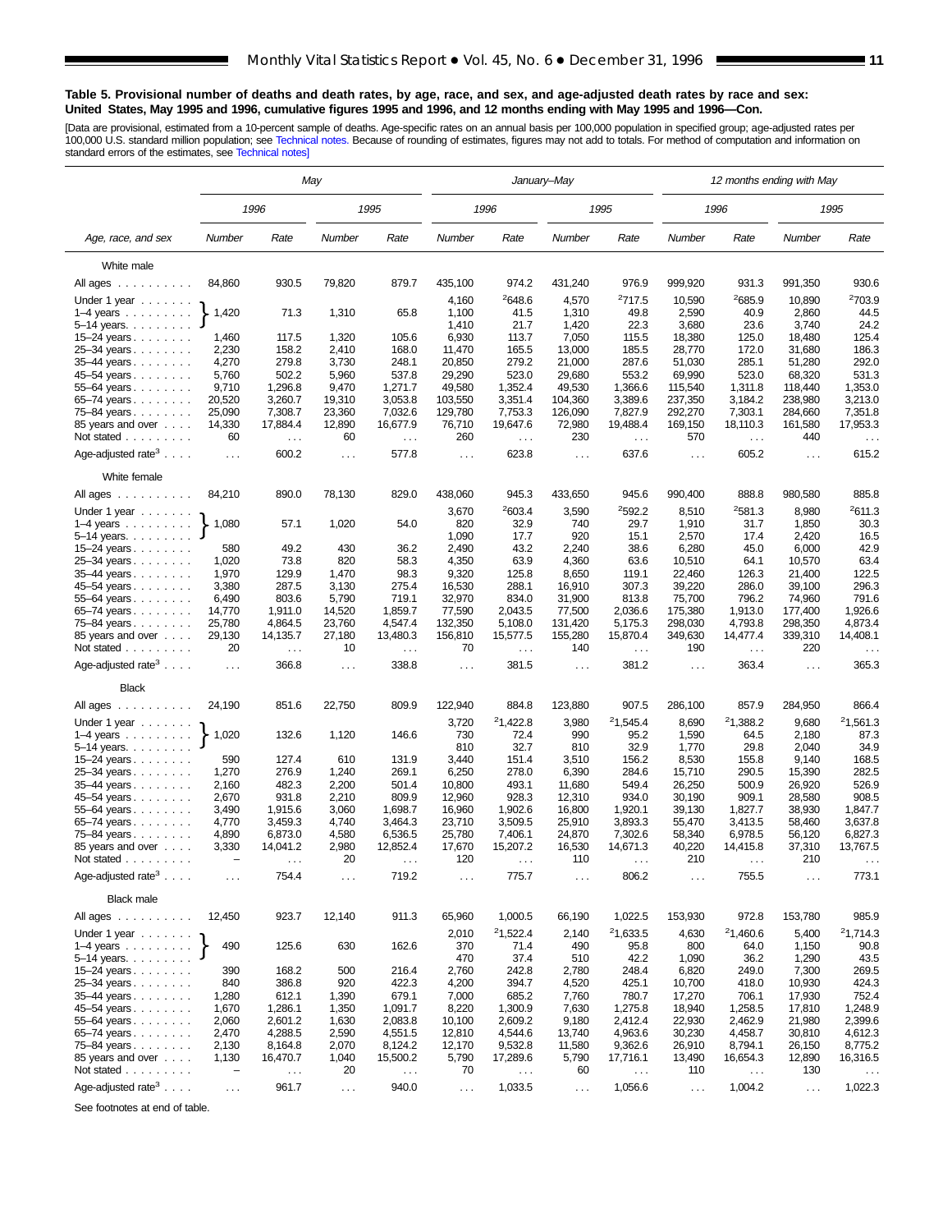**Table 5. Provisional number of deaths and death rates, by age, race, and sex, and age-adjusted death rates by race and sex: United States, May 1995 and 1996, cumulative figures 1995 and 1996, and 12 months ending with May 1995 and 1996—Con.**

[Data are provisional, estimated from a 10-percent sample of deaths. Age-specific rates on an annual basis per 100,000 population in specified group; age-adjusted rates per 100,000 U.S. standard million population; see Technical notes. Because of rounding of estimates, figures may not add to totals. For method of computation and information on standard errors of the estimates, see Technical notes]

| Age, race, and sex | May | | | | January–May | | | | 12 months ending with May | | | |
|---|---|---|---|---|---|---|---|---|---|---|---|---|
| | 1996 | | 1995 | | 1996 | | 1995 | | 1996 | | 1995 | |
| | Number | Rate | Number | Rate | Number | Rate | Number | Rate | Number | Rate | Number | Rate |
| **White male** | | | | | | | | | | | | |
| All ages | 84,860 | 930.5 | 79,820 | 879.7 | 435,100 | 974.2 | 431,240 | 976.9 | 999,920 | 931.3 | 991,350 | 930.6 |
| Under 1 year | 1,420 | 71.3 | 1,310 | 65.8 | 4,160 | [2]648.6 | 4,570 | [2]717.5 | 10,590 | [2]685.9 | 10,890 | [2]703.9 |
| 1–4 years | | | | | 1,100 | 41.5 | 1,310 | 49.8 | 2,590 | 40.9 | 2,860 | 44.5 |
| 5–14 years | | | | | 1,410 | 21.7 | 1,420 | 22.3 | 3,680 | 23.6 | 3,740 | 24.2 |
| 15–24 years | 1,460 | 117.5 | 1,320 | 105.6 | 6,930 | 113.7 | 7,050 | 115.5 | 18,380 | 125.0 | 18,480 | 125.4 |
| 25–34 years | 2,230 | 158.2 | 2,410 | 168.0 | 11,470 | 165.5 | 13,000 | 185.5 | 28,770 | 172.0 | 31,680 | 186.3 |
| 35–44 years | 4,270 | 279.8 | 3,730 | 248.1 | 20,850 | 279.2 | 21,000 | 287.6 | 51,030 | 285.1 | 51,280 | 292.0 |
| 45–54 years | 5,760 | 502.2 | 5,960 | 537.8 | 29,290 | 523.0 | 29,680 | 553.2 | 69,990 | 523.0 | 68,320 | 531.3 |
| 55–64 years | 9,710 | 1,296.8 | 9,470 | 1,271.7 | 49,580 | 1,352.4 | 49,530 | 1,366.6 | 115,540 | 1,311.8 | 118,440 | 1,353.0 |
| 65–74 years | 20,520 | 3,260.7 | 19,310 | 3,053.8 | 103,550 | 3,351.4 | 104,360 | 3,389.6 | 237,350 | 3,184.2 | 238,980 | 3,213.0 |
| 75–84 years | 25,090 | 7,308.7 | 23,360 | 7,032.6 | 129,780 | 7,753.3 | 126,090 | 7,827.9 | 292,270 | 7,303.1 | 284,660 | 7,351.8 |
| 85 years and over | 14,330 | 17,884.4 | 12,890 | 16,677.9 | 76,710 | 19,647.6 | 72,980 | 19,488.4 | 169,150 | 18,110.3 | 161,580 | 17,953.3 |
| Not stated | 60 | . . . | 60 | . . . | 260 | . . . | 230 | . . . | 570 | . . . | 440 | . . . |
| Age-adjusted rate[3] | . . . | 600.2 | . . . | 577.8 | . . . | 623.8 | . . . | 637.6 | . . . | 605.2 | . . . | 615.2 |
| **White female** | | | | | | | | | | | | |
| All ages | 84,210 | 890.0 | 78,130 | 829.0 | 438,060 | 945.3 | 433,650 | 945.6 | 990,400 | 888.8 | 980,580 | 885.8 |
| Under 1 year | 1,080 | 57.1 | 1,020 | 54.0 | 3,670 | [2]603.4 | 3,590 | [2]592.2 | 8,510 | [2]581.3 | 8,980 | [2]611.3 |
| 1–4 years | | | | | 820 | 32.9 | 740 | 29.7 | 1,910 | 31.7 | 1,850 | 30.3 |
| 5–14 years | | | | | 1,090 | 17.7 | 920 | 15.1 | 2,570 | 17.4 | 2,420 | 16.5 |
| 15–24 years | 580 | 49.2 | 430 | 36.2 | 2,490 | 43.2 | 2,240 | 38.6 | 6,280 | 45.0 | 6,000 | 42.9 |
| 25–34 years | 1,020 | 73.8 | 820 | 58.3 | 4,350 | 63.9 | 4,360 | 63.6 | 10,510 | 64.1 | 10,570 | 63.4 |
| 35–44 years | 1,970 | 129.9 | 1,470 | 98.3 | 9,320 | 125.8 | 8,650 | 119.1 | 22,460 | 126.3 | 21,400 | 122.5 |
| 45–54 years | 3,380 | 287.5 | 3,130 | 275.4 | 16,530 | 288.1 | 16,910 | 307.3 | 39,220 | 286.0 | 39,100 | 296.3 |
| 55–64 years | 6,490 | 803.6 | 5,790 | 719.1 | 32,970 | 834.0 | 31,900 | 813.8 | 75,700 | 796.2 | 74,960 | 791.6 |
| 65–74 years | 14,770 | 1,911.0 | 14,520 | 1,859.7 | 77,590 | 2,043.5 | 77,500 | 2,036.6 | 175,380 | 1,913.0 | 177,400 | 1,926.6 |
| 75–84 years | 25,780 | 4,864.5 | 23,760 | 4,547.4 | 132,350 | 5,108.0 | 131,420 | 5,175.3 | 298,030 | 4,793.8 | 298,350 | 4,873.4 |
| 85 years and over | 29,130 | 14,135.7 | 27,180 | 13,480.3 | 156,810 | 15,577.5 | 155,280 | 15,870.4 | 349,630 | 14,477.4 | 339,310 | 14,408.1 |
| Not stated | 20 | . . . | 10 | . . . | 70 | . . . | 140 | . . . | 190 | . . . | 220 | . . . |
| Age-adjusted rate[3] | . . . | 366.8 | . . . | 338.8 | . . . | 381.5 | . . . | 381.2 | . . . | 363.4 | . . . | 365.3 |
| **Black** | | | | | | | | | | | | |
| All ages | 24,190 | 851.6 | 22,750 | 809.9 | 122,940 | 884.8 | 123,880 | 907.5 | 286,100 | 857.9 | 284,950 | 866.4 |
| Under 1 year | 1,020 | 132.6 | 1,120 | 146.6 | 3,720 | [2]1,422.8 | 3,980 | [2]1,545.4 | 8,690 | [2]1,388.2 | 9,680 | [2]1,561.3 |
| 1–4 years | | | | | 730 | 72.4 | 990 | 95.2 | 1,590 | 64.5 | 2,180 | 87.3 |
| 5–14 years | | | | | 810 | 32.7 | 810 | 32.9 | 1,770 | 29.8 | 2,040 | 34.9 |
| 15–24 years | 590 | 127.4 | 610 | 131.9 | 3,440 | 151.4 | 3,510 | 156.2 | 8,530 | 155.8 | 9,140 | 168.5 |
| 25–34 years | 1,270 | 276.9 | 1,240 | 269.1 | 6,250 | 278.0 | 6,390 | 284.6 | 15,710 | 290.5 | 15,390 | 282.5 |
| 35–44 years | 2,160 | 482.3 | 2,200 | 501.4 | 10,800 | 493.1 | 11,680 | 549.4 | 26,250 | 500.9 | 26,920 | 526.9 |
| 45–54 years | 2,670 | 931.8 | 2,210 | 809.9 | 12,960 | 928.3 | 12,310 | 934.0 | 30,190 | 909.1 | 28,580 | 908.5 |
| 55–64 years | 3,490 | 1,915.6 | 3,060 | 1,698.7 | 16,960 | 1,902.6 | 16,800 | 1,920.1 | 39,130 | 1,827.7 | 38,930 | 1,847.7 |
| 65–74 years | 4,770 | 3,459.3 | 4,740 | 3,464.3 | 23,710 | 3,509.5 | 25,910 | 3,893.3 | 55,470 | 3,413.5 | 58,460 | 3,637.8 |
| 75–84 years | 4,890 | 6,873.0 | 4,580 | 6,536.5 | 25,780 | 7,406.1 | 24,870 | 7,302.6 | 58,340 | 6,978.5 | 56,120 | 6,827.3 |
| 85 years and over | 3,330 | 14,041.2 | 2,980 | 12,852.4 | 17,670 | 15,207.2 | 16,530 | 14,671.3 | 40,220 | 14,415.8 | 37,310 | 13,767.5 |
| Not stated | – | . . . | 20 | . . . | 120 | . . . | 110 | . . . | 210 | . . . | 210 | . . . |
| Age-adjusted rate[3] | . . . | 754.4 | . . . | 719.2 | . . . | 775.7 | . . . | 806.2 | . . . | 755.5 | . . . | 773.1 |
| **Black male** | | | | | | | | | | | | |
| All ages | 12,450 | 923.7 | 12,140 | 911.3 | 65,960 | 1,000.5 | 66,190 | 1,022.5 | 153,930 | 972.8 | 153,780 | 985.9 |
| Under 1 year | 490 | 125.6 | 630 | 162.6 | 2,010 | [2]1,522.4 | 2,140 | [2]1,633.5 | 4,630 | [2]1,460.6 | 5,400 | [2]1,714.3 |
| 1–4 years | | | | | 370 | 71.4 | 490 | 95.8 | 800 | 64.0 | 1,150 | 90.8 |
| 5–14 years | | | | | 470 | 37.4 | 510 | 42.2 | 1,090 | 36.2 | 1,290 | 43.5 |
| 15–24 years | 390 | 168.2 | 500 | 216.4 | 2,760 | 242.8 | 2,780 | 248.4 | 6,820 | 249.0 | 7,300 | 269.5 |
| 25–34 years | 840 | 386.8 | 920 | 422.3 | 4,200 | 394.7 | 4,520 | 425.1 | 10,700 | 418.0 | 10,930 | 424.3 |
| 35–44 years | 1,280 | 612.1 | 1,390 | 679.1 | 7,000 | 685.2 | 7,760 | 780.7 | 17,270 | 706.1 | 17,930 | 752.4 |
| 45–54 years | 1,670 | 1,286.1 | 1,350 | 1,091.7 | 8,220 | 1,300.9 | 7,630 | 1,275.8 | 18,940 | 1,258.5 | 17,810 | 1,248.9 |
| 55–64 years | 2,060 | 2,601.2 | 1,630 | 2,083.8 | 10,100 | 2,609.2 | 9,180 | 2,412.4 | 22,930 | 2,462.9 | 21,980 | 2,399.6 |
| 65–74 years | 2,470 | 4,288.5 | 2,590 | 4,551.5 | 12,810 | 4,544.6 | 13,740 | 4,963.6 | 30,230 | 4,458.7 | 30,810 | 4,612.3 |
| 75–84 years | 2,130 | 8,164.8 | 2,070 | 8,124.2 | 12,170 | 9,532.8 | 11,580 | 9,362.6 | 26,910 | 8,794.1 | 26,150 | 8,775.2 |
| 85 years and over | 1,130 | 16,470.7 | 1,040 | 15,500.2 | 5,790 | 17,289.6 | 5,790 | 17,716.1 | 13,490 | 16,654.3 | 12,890 | 16,316.5 |
| Not stated | – | . . . | 20 | . . . | 70 | . . . | 60 | . . . | 110 | . . . | 130 | . . . |
| Age-adjusted rate[3] | . . . | 961.7 | . . . | 940.0 | . . . | 1,033.5 | . . . | 1,056.6 | . . . | 1,004.2 | . . . | 1,022.3 |

Note: For the May columns, figures shown on the "Under 1 year" row are combined for ages under 1 year, 1–4 years, and 5–14 years.

See footnotes at end of table.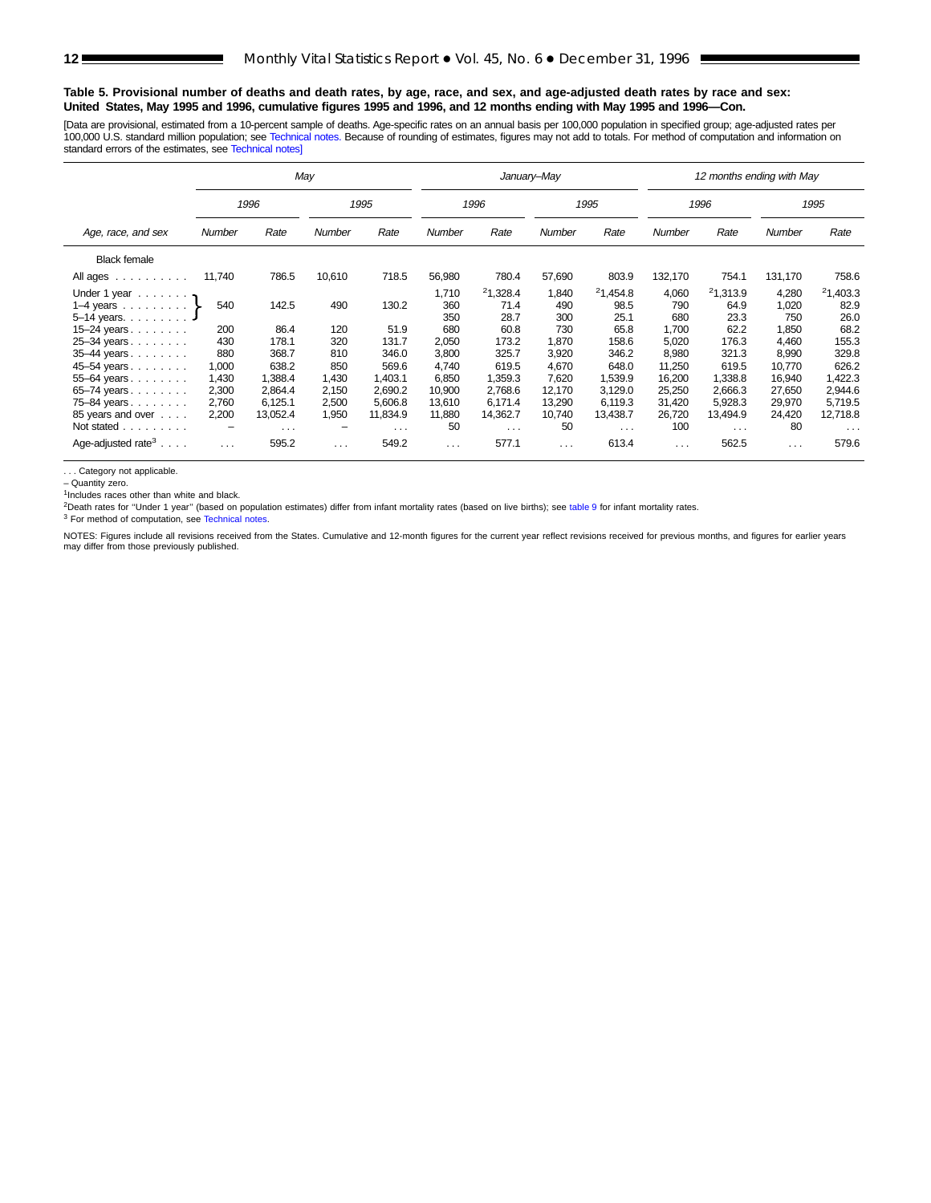**Table 5. Provisional number of deaths and death rates, by age, race, and sex, and age-adjusted death rates by race and sex: United States, May 1995 and 1996, cumulative figures 1995 and 1996, and 12 months ending with May 1995 and 1996—Con.**

[Data are provisional, estimated from a 10-percent sample of deaths. Age-specific rates on an annual basis per 100,000 population in specified group; age-adjusted rates per 100,000 U.S. standard million population; see Technical notes. Because of rounding of estimates, figures may not add to totals. For method of computation and information on standard errors of the estimates, see Technical notes]

| Age, race, and sex | May | | | | January–May | | | | 12 months ending with May | | | |
|---|---|---|---|---|---|---|---|---|---|---|---|---|
| | 1996 | | 1995 | | 1996 | | 1995 | | 1996 | | 1995 | |
| | Number | Rate | Number | Rate | Number | Rate | Number | Rate | Number | Rate | Number | Rate |
| Black female | | | | | | | | | | | | |
| All ages | 11,740 | 786.5 | 10,610 | 718.5 | 56,980 | 780.4 | 57,690 | 803.9 | 132,170 | 754.1 | 131,170 | 758.6 |
| Under 1 year | 540 | 142.5 | 490 | 130.2 | 1,710 | [2]1,328.4 | 1,840 | [2]1,454.8 | 4,060 | [2]1,313.9 | 4,280 | [2]1,403.3 |
| 1–4 years | | | | | 360 | 71.4 | 490 | 98.5 | 790 | 64.9 | 1,020 | 82.9 |
| 5–14 years | | | | | 350 | 28.7 | 300 | 25.1 | 680 | 23.3 | 750 | 26.0 |
| 15–24 years | 200 | 86.4 | 120 | 51.9 | 680 | 60.8 | 730 | 65.8 | 1,700 | 62.2 | 1,850 | 68.2 |
| 25–34 years | 430 | 178.1 | 320 | 131.7 | 2,050 | 173.2 | 1,870 | 158.6 | 5,020 | 176.3 | 4,460 | 155.3 |
| 35–44 years | 880 | 368.7 | 810 | 346.0 | 3,800 | 325.7 | 3,920 | 346.2 | 8,980 | 321.3 | 8,990 | 329.8 |
| 45–54 years | 1,000 | 638.2 | 850 | 569.6 | 4,740 | 619.5 | 4,670 | 648.0 | 11,250 | 619.5 | 10,770 | 626.2 |
| 55–64 years | 1,430 | 1,388.4 | 1,430 | 1,403.1 | 6,850 | 1,359.3 | 7,620 | 1,539.9 | 16,200 | 1,338.8 | 16,940 | 1,422.3 |
| 65–74 years | 2,300 | 2,864.4 | 2,150 | 2,690.2 | 10,900 | 2,768.6 | 12,170 | 3,129.0 | 25,250 | 2,666.3 | 27,650 | 2,944.6 |
| 75–84 years | 2,760 | 6,125.1 | 2,500 | 5,606.8 | 13,610 | 6,171.4 | 13,290 | 6,119.3 | 31,420 | 5,928.3 | 29,970 | 5,719.5 |
| 85 years and over | 2,200 | 13,052.4 | 1,950 | 11,834.9 | 11,880 | 14,362.7 | 10,740 | 13,438.7 | 26,720 | 13,494.9 | 24,420 | 12,718.8 |
| Not stated | – | . . . | – | . . . | 50 | . . . | 50 | . . . | 100 | . . . | 80 | . . . |
| Age-adjusted rate[3] | . . . | 595.2 | . . . | 549.2 | . . . | 577.1 | . . . | 613.4 | . . . | 562.5 | . . . | 579.6 |

Note: In the May columns, the figures for "Under 1 year", "1–4 years", and "5–14 years" are combined (bracketed) into a single value.

. . . Category not applicable.
– Quantity zero.
[1]Includes races other than white and black.
[2]Death rates for "Under 1 year" (based on population estimates) differ from infant mortality rates (based on live births); see table 9 for infant mortality rates.
[3] For method of computation, see Technical notes.

NOTES: Figures include all revisions received from the States. Cumulative and 12-month figures for the current year reflect revisions received for previous months, and figures for earlier years may differ from those previously published.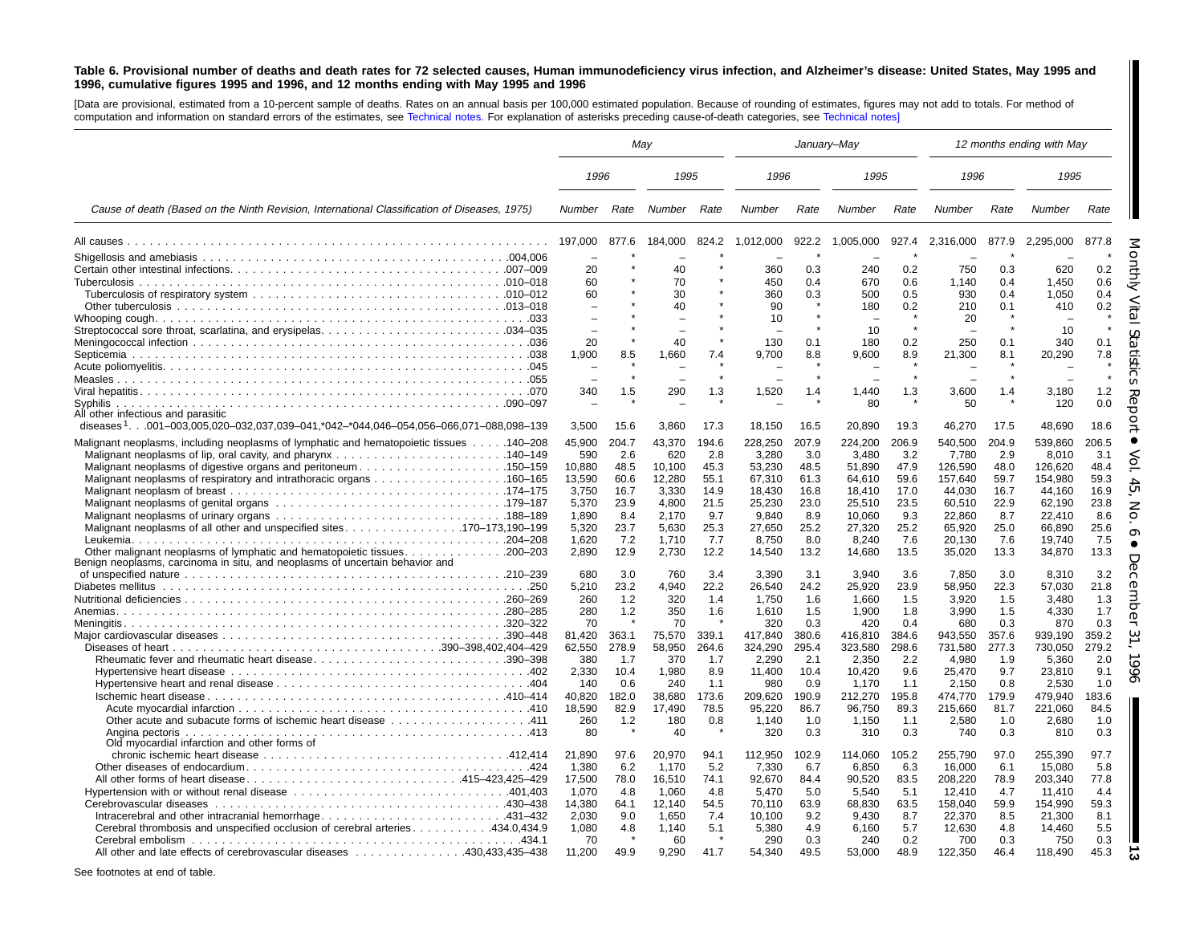**Table 6. Provisional number of deaths and death rates for 72 selected causes, Human immunodeficiency virus infection, and Alzheimer's disease: United States, May 1995 and 1996, cumulative figures 1995 and 1996, and 12 months ending with May 1995 and 1996**

[Data are provisional, estimated from a 10-percent sample of deaths. Rates on an annual basis per 100,000 estimated population. Because of rounding of estimates, figures may not add to totals. For method of computation and information on standard errors of the estimates, see Technical notes. For explanation of asterisks preceding cause-of-death categories, see Technical notes]

| Cause of death (Based on the Ninth Revision, International Classification of Diseases, 1975) | May | | | | January–May | | | | 12 months ending with May | | | |
|---|---|---|---|---|---|---|---|---|---|---|---|---|
| | 1996 | | 1995 | | 1996 | | 1995 | | 1996 | | 1995 | |
| | Number | Rate | Number | Rate | Number | Rate | Number | Rate | Number | Rate | Number | Rate |
| All causes | 197,000 | 877.6 | 184,000 | 824.2 | 1,012,000 | 922.2 | 1,005,000 | 927.4 | 2,316,000 | 877.9 | 2,295,000 | 877.8 |
| Shigellosis and amebiasis .004,006 | – | * | – | * | – | * | – | * | – | * | – | * |
| Certain other intestinal infections .007–009 | 20 | * | 40 | * | 360 | 0.3 | 240 | 0.2 | 750 | 0.3 | 620 | 0.2 |
| Tuberculosis .010–018 | 60 | * | 70 | * | 450 | 0.4 | 670 | 0.6 | 1,140 | 0.4 | 1,450 | 0.6 |
| Tuberculosis of respiratory system .010–012 | 60 | * | 30 | * | 360 | 0.3 | 500 | 0.5 | 930 | 0.4 | 1,050 | 0.4 |
| Other tuberculosis .013–018 | – | * | 40 | * | 90 | * | 180 | 0.2 | 210 | 0.1 | 410 | 0.2 |
| Whooping cough .033 | – | * | – | * | 10 | * | – | * | 20 | * | – | * |
| Streptococcal sore throat, scarlatina, and erysipelas .034–035 | – | * | – | * | – | * | 10 | * | – | * | 10 | * |
| Meningococcal infection .036 | 20 | * | 40 | * | 130 | 0.1 | 180 | 0.2 | 250 | 0.1 | 340 | 0.1 |
| Septicemia .038 | 1,900 | 8.5 | 1,660 | 7.4 | 9,700 | 8.8 | 9,600 | 8.9 | 21,300 | 8.1 | 20,290 | 7.8 |
| Acute poliomyelitis .045 | – | * | – | * | – | * | – | * | – | * | – | * |
| Measles .055 | – | * | – | * | – | * | – | * | – | * | – | * |
| Viral hepatitis .070 | 340 | 1.5 | 290 | 1.3 | 1,520 | 1.4 | 1,440 | 1.3 | 3,600 | 1.4 | 3,180 | 1.2 |
| Syphilis .090–097 | – | * | – | * | – | * | 80 | * | 50 | * | 120 | 0.0 |
| All other infectious and parasitic diseases[1] .001–003,005,020–032,037,039–041,*042–*044,046–054,056–066,071–088,098–139 | 3,500 | 15.6 | 3,860 | 17.3 | 18,150 | 16.5 | 20,890 | 19.3 | 46,270 | 17.5 | 48,690 | 18.6 |
| Malignant neoplasms, including neoplasms of lymphatic and hematopoietic tissues .140–208 | 45,900 | 204.7 | 43,370 | 194.6 | 228,250 | 207.9 | 224,200 | 206.9 | 540,500 | 204.9 | 539,860 | 206.5 |
| Malignant neoplasms of lip, oral cavity, and pharynx .140–149 | 590 | 2.6 | 620 | 2.8 | 3,280 | 3.0 | 3,480 | 3.2 | 7,780 | 2.9 | 8,010 | 3.1 |
| Malignant neoplasms of digestive organs and peritoneum .150–159 | 10,880 | 48.5 | 10,100 | 45.3 | 53,230 | 48.5 | 51,890 | 47.9 | 126,590 | 48.0 | 126,620 | 48.4 |
| Malignant neoplasms of respiratory and intrathoracic organs .160–165 | 13,590 | 60.6 | 12,280 | 55.1 | 67,310 | 61.3 | 64,610 | 59.6 | 157,640 | 59.7 | 154,980 | 59.3 |
| Malignant neoplasm of breast .174–175 | 3,750 | 16.7 | 3,330 | 14.9 | 18,430 | 16.8 | 18,410 | 17.0 | 44,030 | 16.7 | 44,160 | 16.9 |
| Malignant neoplasms of genital organs .179–187 | 5,370 | 23.9 | 4,800 | 21.5 | 25,230 | 23.0 | 25,510 | 23.5 | 60,510 | 22.9 | 62,190 | 23.8 |
| Malignant neoplasms of urinary organs .188–189 | 1,890 | 8.4 | 2,170 | 9.7 | 9,840 | 8.9 | 10,060 | 9.3 | 22,860 | 8.7 | 22,410 | 8.6 |
| Malignant neoplasms of all other and unspecified sites .170–173,190–199 | 5,320 | 23.7 | 5,630 | 25.3 | 27,650 | 25.2 | 27,320 | 25.2 | 65,920 | 25.0 | 66,890 | 25.6 |
| Leukemia .204–208 | 1,620 | 7.2 | 1,710 | 7.7 | 8,750 | 8.0 | 8,240 | 7.6 | 20,130 | 7.6 | 19,740 | 7.5 |
| Other malignant neoplasms of lymphatic and hematopoietic tissues .200–203 | 2,890 | 12.9 | 2,730 | 12.2 | 14,540 | 13.2 | 14,680 | 13.5 | 35,020 | 13.3 | 34,870 | 13.3 |
| Benign neoplasms, carcinoma in situ, and neoplasms of uncertain behavior and of unspecified nature .210–239 | 680 | 3.0 | 760 | 3.4 | 3,390 | 3.1 | 3,940 | 3.6 | 7,850 | 3.0 | 8,310 | 3.2 |
| Diabetes mellitus .250 | 5,210 | 23.2 | 4,940 | 22.2 | 26,540 | 24.2 | 25,920 | 23.9 | 58,950 | 22.3 | 57,030 | 21.8 |
| Nutritional deficiencies .260–269 | 260 | 1.2 | 320 | 1.4 | 1,750 | 1.6 | 1,660 | 1.5 | 3,920 | 1.5 | 3,480 | 1.3 |
| Anemias .280–285 | 280 | 1.2 | 350 | 1.6 | 1,610 | 1.5 | 1,900 | 1.8 | 3,990 | 1.5 | 4,330 | 1.7 |
| Meningitis .320–322 | 70 | * | 70 | * | 320 | 0.3 | 420 | 0.4 | 680 | 0.3 | 870 | 0.3 |
| Major cardiovascular diseases .390–448 | 81,420 | 363.1 | 75,570 | 339.1 | 417,840 | 380.6 | 416,810 | 384.6 | 943,550 | 357.6 | 939,190 | 359.2 |
| Diseases of heart .390–398,402,404–429 | 62,550 | 278.9 | 58,950 | 264.6 | 324,290 | 295.4 | 323,580 | 298.6 | 731,580 | 277.3 | 730,050 | 279.2 |
| Rheumatic fever and rheumatic heart disease .390–398 | 380 | 1.7 | 370 | 1.7 | 2,290 | 2.1 | 2,350 | 2.2 | 4,980 | 1.9 | 5,360 | 2.0 |
| Hypertensive heart disease .402 | 2,330 | 10.4 | 1,980 | 8.9 | 11,400 | 10.4 | 10,420 | 9.6 | 25,470 | 9.7 | 23,810 | 9.1 |
| Hypertensive heart and renal disease .404 | 140 | 0.6 | 240 | 1.1 | 980 | 0.9 | 1,170 | 1.1 | 2,150 | 0.8 | 2,530 | 1.0 |
| Ischemic heart disease .410–414 | 40,820 | 182.0 | 38,680 | 173.6 | 209,620 | 190.9 | 212,270 | 195.8 | 474,770 | 179.9 | 479,940 | 183.6 |
| Acute myocardial infarction .410 | 18,590 | 82.9 | 17,490 | 78.5 | 95,220 | 86.7 | 96,750 | 89.3 | 215,660 | 81.7 | 221,060 | 84.5 |
| Other acute and subacute forms of ischemic heart disease .411 | 260 | 1.2 | 180 | 0.8 | 1,140 | 1.0 | 1,150 | 1.1 | 2,580 | 1.0 | 2,680 | 1.0 |
| Angina pectoris .413 | 80 | * | 40 | * | 320 | 0.3 | 310 | 0.3 | 740 | 0.3 | 810 | 0.3 |
| Old myocardial infarction and other forms of chronic ischemic heart disease .412,414 | 21,890 | 97.6 | 20,970 | 94.1 | 112,950 | 102.9 | 114,060 | 105.2 | 255,790 | 97.0 | 255,390 | 97.7 |
| Other diseases of endocardium .424 | 1,380 | 6.2 | 1,170 | 5.2 | 7,330 | 6.7 | 6,850 | 6.3 | 16,000 | 6.1 | 15,080 | 5.8 |
| All other forms of heart disease .415–423,425–429 | 17,500 | 78.0 | 16,510 | 74.1 | 92,670 | 84.4 | 90,520 | 83.5 | 208,220 | 78.9 | 203,340 | 77.8 |
| Hypertension with or without renal disease .401,403 | 1,070 | 4.8 | 1,060 | 4.8 | 5,470 | 5.0 | 5,540 | 5.1 | 12,410 | 4.7 | 11,410 | 4.4 |
| Cerebrovascular diseases .430–438 | 14,380 | 64.1 | 12,140 | 54.5 | 70,110 | 63.9 | 68,830 | 63.5 | 158,040 | 59.9 | 154,990 | 59.3 |
| Intracerebral and other intracranial hemorrhage .431–432 | 2,030 | 9.0 | 1,650 | 7.4 | 10,100 | 9.2 | 9,430 | 8.7 | 22,370 | 8.5 | 21,300 | 8.1 |
| Cerebral thrombosis and unspecified occlusion of cerebral arteries .434.0,434.9 | 1,080 | 4.8 | 1,140 | 5.1 | 5,380 | 4.9 | 6,160 | 5.7 | 12,630 | 4.8 | 14,460 | 5.5 |
| Cerebral embolism .434.1 | 70 | * | 60 | * | 290 | 0.3 | 240 | 0.2 | 700 | 0.3 | 750 | 0.3 |
| All other and late effects of cerebrovascular diseases .430,433,435–438 | 11,200 | 49.9 | 9,290 | 41.7 | 54,340 | 49.5 | 53,000 | 48.9 | 122,350 | 46.4 | 118,490 | 45.3 |

See footnotes at end of table.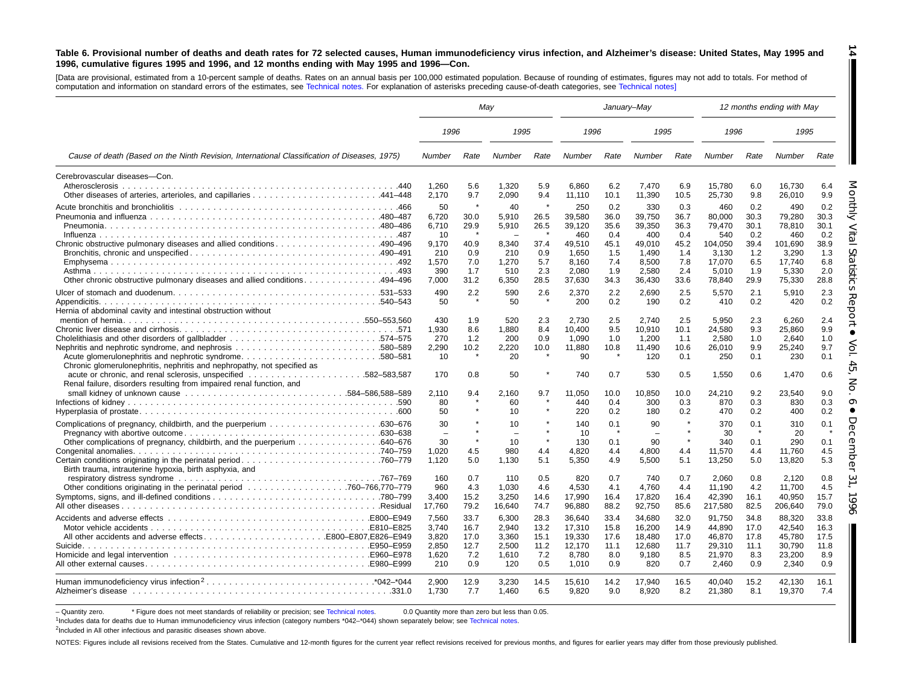**Table 6. Provisional number of deaths and death rates for 72 selected causes, Human immunodeficiency virus infection, and Alzheimer's disease: United States, May 1995 and 1996, cumulative figures 1995 and 1996, and 12 months ending with May 1995 and 1996—Con.**

[Data are provisional, estimated from a 10-percent sample of deaths. Rates on an annual basis per 100,000 estimated population. Because of rounding of estimates, figures may not add to totals. For method of computation and information on standard errors of the estimates, see Technical notes. For explanation of asterisks preceding cause-of-death categories, see Technical notes]

| Cause of death (Based on the Ninth Revision, International Classification of Diseases, 1975) | May | | | | January–May | | | | 12 months ending with May | | | |
|---|---|---|---|---|---|---|---|---|---|---|---|---|
| | 1996 | | 1995 | | 1996 | | 1995 | | 1996 | | 1995 | |
| | Number | Rate | Number | Rate | Number | Rate | Number | Rate | Number | Rate | Number | Rate |
| Cerebrovascular diseases—Con. | | | | | | | | | | | | |
| Atherosclerosis .440 | 1,260 | 5.6 | 1,320 | 5.9 | 6,860 | 6.2 | 7,470 | 6.9 | 15,780 | 6.0 | 16,730 | 6.4 |
| Other diseases of arteries, arterioles, and capillaries .441–448 | 2,170 | 9.7 | 2,090 | 9.4 | 11,110 | 10.1 | 11,390 | 10.5 | 25,730 | 9.8 | 26,010 | 9.9 |
| Acute bronchitis and bronchiolitis .466 | 50 | * | 40 | * | 250 | 0.2 | 330 | 0.3 | 460 | 0.2 | 490 | 0.2 |
| Pneumonia and influenza .480–487 | 6,720 | 30.0 | 5,910 | 26.5 | 39,580 | 36.0 | 39,750 | 36.7 | 80,000 | 30.3 | 79,280 | 30.3 |
| Pneumonia .480–486 | 6,710 | 29.9 | 5,910 | 26.5 | 39,120 | 35.6 | 39,350 | 36.3 | 79,470 | 30.1 | 78,810 | 30.1 |
| Influenza .487 | 10 | * | – | * | 460 | 0.4 | 400 | 0.4 | 540 | 0.2 | 460 | 0.2 |
| Chronic obstructive pulmonary diseases and allied conditions .490–496 | 9,170 | 40.9 | 8,340 | 37.4 | 49,510 | 45.1 | 49,010 | 45.2 | 104,050 | 39.4 | 101,690 | 38.9 |
| Bronchitis, chronic and unspecified .490–491 | 210 | 0.9 | 210 | 0.9 | 1,650 | 1.5 | 1,490 | 1.4 | 3,130 | 1.2 | 3,290 | 1.3 |
| Emphysema .492 | 1,570 | 7.0 | 1,270 | 5.7 | 8,160 | 7.4 | 8,500 | 7.8 | 17,070 | 6.5 | 17,740 | 6.8 |
| Asthma .493 | 390 | 1.7 | 510 | 2.3 | 2,080 | 1.9 | 2,580 | 2.4 | 5,010 | 1.9 | 5,330 | 2.0 |
| Other chronic obstructive pulmonary diseases and allied conditions .494–496 | 7,000 | 31.2 | 6,350 | 28.5 | 37,630 | 34.3 | 36,430 | 33.6 | 78,840 | 29.9 | 75,330 | 28.8 |
| Ulcer of stomach and duodenum .531–533 | 490 | 2.2 | 590 | 2.6 | 2,370 | 2.2 | 2,690 | 2.5 | 5,570 | 2.1 | 5,910 | 2.3 |
| Appendicitis .540–543 | 50 | * | 50 | * | 200 | 0.2 | 190 | 0.2 | 410 | 0.2 | 420 | 0.2 |
| Hernia of abdominal cavity and intestinal obstruction without mention of hernia .550–553,560 | 430 | 1.9 | 520 | 2.3 | 2,730 | 2.5 | 2,740 | 2.5 | 5,950 | 2.3 | 6,260 | 2.4 |
| Chronic liver disease and cirrhosis .571 | 1,930 | 8.6 | 1,880 | 8.4 | 10,400 | 9.5 | 10,910 | 10.1 | 24,580 | 9.3 | 25,860 | 9.9 |
| Cholelithiasis and other disorders of gallbladder .574–575 | 270 | 1.2 | 200 | 0.9 | 1,090 | 1.0 | 1,200 | 1.1 | 2,580 | 1.0 | 2,640 | 1.0 |
| Nephritis and nephrotic syndrome, and nephrosis .580–589 | 2,290 | 10.2 | 2,220 | 10.0 | 11,880 | 10.8 | 11,490 | 10.6 | 26,010 | 9.9 | 25,240 | 9.7 |
| Acute glomerulonephritis and nephrotic syndrome .580–581 | 10 | * | 20 | * | 90 | * | 120 | 0.1 | 250 | 0.1 | 230 | 0.1 |
| Chronic glomerulonephritis, nephritis and nephropathy, not specified as acute or chronic, and renal sclerosis, unspecified .582–583,587 | 170 | 0.8 | 50 | * | 740 | 0.7 | 530 | 0.5 | 1,550 | 0.6 | 1,470 | 0.6 |
| Renal failure, disorders resulting from impaired renal function, and small kidney of unknown cause .584–586,588–589 | 2,110 | 9.4 | 2,160 | 9.7 | 11,050 | 10.0 | 10,850 | 10.0 | 24,210 | 9.2 | 23,540 | 9.0 |
| Infections of kidney .590 | 80 | * | 60 | * | 440 | 0.4 | 300 | 0.3 | 870 | 0.3 | 830 | 0.3 |
| Hyperplasia of prostate .600 | 50 | * | 10 | * | 220 | 0.2 | 180 | 0.2 | 470 | 0.2 | 400 | 0.2 |
| Complications of pregnancy, childbirth, and the puerperium .630–676 | 30 | * | 10 | * | 140 | 0.1 | 90 | * | 370 | 0.1 | 310 | 0.1 |
| Pregnancy with abortive outcome .630–638 | – | * | – | * | 10 | * | – | * | 30 | * | 20 | * |
| Other complications of pregnancy, childbirth, and the puerperium .640–676 | 30 | * | 10 | * | 130 | 0.1 | 90 | * | 340 | 0.1 | 290 | 0.1 |
| Congenital anomalies .740–759 | 1,020 | 4.5 | 980 | 4.4 | 4,820 | 4.4 | 4,800 | 4.4 | 11,570 | 4.4 | 11,760 | 4.5 |
| Certain conditions originating in the perinatal period .760–779 | 1,120 | 5.0 | 1,130 | 5.1 | 5,350 | 4.9 | 5,500 | 5.1 | 13,250 | 5.0 | 13,820 | 5.3 |
| Birth trauma, intrauterine hypoxia, birth asphyxia, and respiratory distress syndrome .767–769 | 160 | 0.7 | 110 | 0.5 | 820 | 0.7 | 740 | 0.7 | 2,060 | 0.8 | 2,120 | 0.8 |
| Other conditions originating in the perinatal period .760–766,770–779 | 960 | 4.3 | 1,030 | 4.6 | 4,530 | 4.1 | 4,760 | 4.4 | 11,190 | 4.2 | 11,700 | 4.5 |
| Symptoms, signs, and ill-defined conditions .780–799 | 3,400 | 15.2 | 3,250 | 14.6 | 17,990 | 16.4 | 17,820 | 16.4 | 42,390 | 16.1 | 40,950 | 15.7 |
| All other diseases .Residual | 17,760 | 79.2 | 16,640 | 74.7 | 96,880 | 88.2 | 92,750 | 85.6 | 217,580 | 82.5 | 206,640 | 79.0 |
| Accidents and adverse effects .E800–E949 | 7,560 | 33.7 | 6,300 | 28.3 | 36,640 | 33.4 | 34,680 | 32.0 | 91,750 | 34.8 | 88,320 | 33.8 |
| Motor vehicle accidents .E810–E825 | 3,740 | 16.7 | 2,940 | 13.2 | 17,310 | 15.8 | 16,200 | 14.9 | 44,890 | 17.0 | 42,540 | 16.3 |
| All other accidents and adverse effects .E800–E807,E826–E949 | 3,820 | 17.0 | 3,360 | 15.1 | 19,330 | 17.6 | 18,480 | 17.0 | 46,870 | 17.8 | 45,780 | 17.5 |
| Suicide .E950–E959 | 2,850 | 12.7 | 2,500 | 11.2 | 12,170 | 11.1 | 12,680 | 11.7 | 29,310 | 11.1 | 30,790 | 11.8 |
| Homicide and legal intervention .E960–E978 | 1,620 | 7.2 | 1,610 | 7.2 | 8,780 | 8.0 | 9,180 | 8.5 | 21,970 | 8.3 | 23,200 | 8.9 |
| All other external causes .E980–E999 | 210 | 0.9 | 120 | 0.5 | 1,010 | 0.9 | 820 | 0.7 | 2,460 | 0.9 | 2,340 | 0.9 |
| Human immunodeficiency virus infection[2] .*042–*044 | 2,900 | 12.9 | 3,230 | 14.5 | 15,610 | 14.2 | 17,940 | 16.5 | 40,040 | 15.2 | 42,130 | 16.1 |
| Alzheimer's disease .331.0 | 1,730 | 7.7 | 1,460 | 6.5 | 9,820 | 9.0 | 8,920 | 8.2 | 21,380 | 8.1 | 19,370 | 7.4 |

– Quantity zero. * Figure does not meet standards of reliability or precision; see Technical notes. 0.0 Quantity more than zero but less than 0.05.

[1]Includes data for deaths due to Human immunodeficiency virus infection (category numbers *042–*044) shown separately below; see Technical notes.

[2]Included in All other infectious and parasitic diseases shown above.

NOTES: Figures include all revisions received from the States. Cumulative and 12-month figures for the current year reflect revisions received for previous months, and figures for earlier years may differ from those previously published.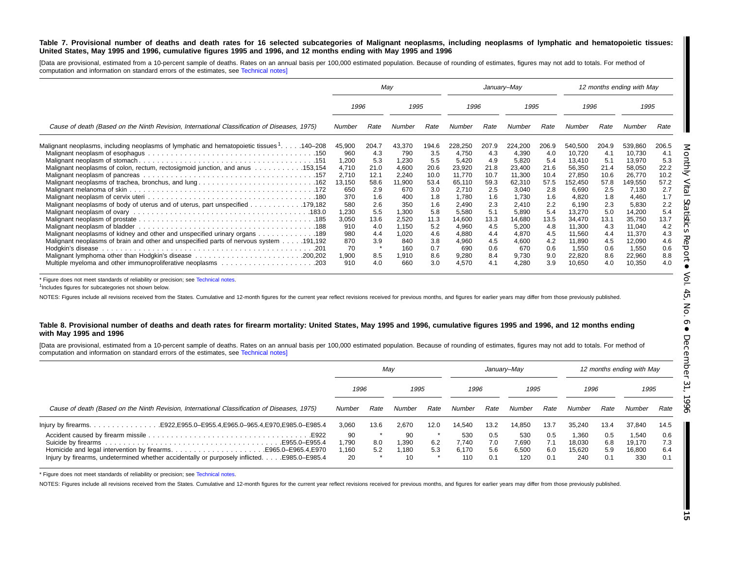**Table 7. Provisional number of deaths and death rates for 16 selected subcategories of Malignant neoplasms, including neoplasms of lymphatic and hematopoietic tissues: United States, May 1995 and 1996, cumulative figures 1995 and 1996, and 12 months ending with May 1995 and 1996**

[Data are provisional, estimated from a 10-percent sample of deaths. Rates on an annual basis per 100,000 estimated population. Because of rounding of estimates, figures may not add to totals. For method of computation and information on standard errors of the estimates, see Technical notes]

| Cause of death (Based on the Ninth Revision, International Classification of Diseases, 1975) | May | | | | January–May | | | | 12 months ending with May | | | |
|---|---|---|---|---|---|---|---|---|---|---|---|---|
| | 1996 | | 1995 | | 1996 | | 1995 | | 1996 | | 1995 | |
| | Number | Rate | Number | Rate | Number | Rate | Number | Rate | Number | Rate | Number | Rate |
| Malignant neoplasms, including neoplasms of lymphatic and hematopoietic tissues[1] . . . . 140–208 | 45,900 | 204.7 | 43,370 | 194.6 | 228,250 | 207.9 | 224,200 | 206.9 | 540,500 | 204.9 | 539,860 | 206.5 |
| Malignant neoplasm of esophagus . . . . .150 | 960 | 4.3 | 790 | 3.5 | 4,750 | 4.3 | 4,390 | 4.0 | 10,720 | 4.1 | 10,730 | 4.1 |
| Malignant neoplasm of stomach . . . . .151 | 1,200 | 5.3 | 1,230 | 5.5 | 5,420 | 4.9 | 5,820 | 5.4 | 13,410 | 5.1 | 13,970 | 5.3 |
| Malignant neoplasms of colon, rectum, rectosigmoid junction, and anus . . . . .153,154 | 4,710 | 21.0 | 4,600 | 20.6 | 23,920 | 21.8 | 23,400 | 21.6 | 56,350 | 21.4 | 58,050 | 22.2 |
| Malignant neoplasm of pancreas . . . . .157 | 2,710 | 12.1 | 2,240 | 10.0 | 11,770 | 10.7 | 11,300 | 10.4 | 27,850 | 10.6 | 26,770 | 10.2 |
| Malignant neoplasms of trachea, bronchus, and lung . . . . .162 | 13,150 | 58.6 | 11,900 | 53.4 | 65,110 | 59.3 | 62,310 | 57.5 | 152,450 | 57.8 | 149,550 | 57.2 |
| Malignant melanoma of skin . . . . .172 | 650 | 2.9 | 670 | 3.0 | 2,710 | 2.5 | 3,040 | 2.8 | 6,690 | 2.5 | 7,130 | 2.7 |
| Malignant neoplasm of cervix uteri . . . . .180 | 370 | 1.6 | 400 | 1.8 | 1,780 | 1.6 | 1,730 | 1.6 | 4,820 | 1.8 | 4,460 | 1.7 |
| Malignant neoplasms of body of uterus and of uterus, part unspecified . . . . .179,182 | 580 | 2.6 | 350 | 1.6 | 2,490 | 2.3 | 2,410 | 2.2 | 6,190 | 2.3 | 5,830 | 2.2 |
| Malignant neoplasm of ovary . . . . .183.0 | 1,230 | 5.5 | 1,300 | 5.8 | 5,580 | 5.1 | 5,890 | 5.4 | 13,270 | 5.0 | 14,200 | 5.4 |
| Malignant neoplasm of prostate . . . . .185 | 3,050 | 13.6 | 2,520 | 11.3 | 14,600 | 13.3 | 14,680 | 13.5 | 34,470 | 13.1 | 35,750 | 13.7 |
| Malignant neoplasm of bladder . . . . .188 | 910 | 4.0 | 1,150 | 5.2 | 4,960 | 4.5 | 5,200 | 4.8 | 11,300 | 4.3 | 11,040 | 4.2 |
| Malignant neoplasms of kidney and other and unspecified urinary organs . . . . .189 | 980 | 4.4 | 1,020 | 4.6 | 4,880 | 4.4 | 4,870 | 4.5 | 11,560 | 4.4 | 11,370 | 4.3 |
| Malignant neoplasms of brain and other and unspecified parts of nervous system . . . . .191,192 | 870 | 3.9 | 840 | 3.8 | 4,960 | 4.5 | 4,600 | 4.2 | 11,890 | 4.5 | 12,090 | 4.6 |
| Hodgkin's disease . . . . .201 | 70 | * | 160 | 0.7 | 690 | 0.6 | 670 | 0.6 | 1,550 | 0.6 | 1,550 | 0.6 |
| Malignant lymphoma other than Hodgkin's disease . . . . .200,202 | 1,900 | 8.5 | 1,910 | 8.6 | 9,280 | 8.4 | 9,730 | 9.0 | 22,820 | 8.6 | 22,960 | 8.8 |
| Multiple myeloma and other immunoproliferative neoplasms . . . . .203 | 910 | 4.0 | 660 | 3.0 | 4,570 | 4.1 | 4,280 | 3.9 | 10,650 | 4.0 | 10,350 | 4.0 |

\* Figure does not meet standards of reliability or precision; see Technical notes.

[1]Includes figures for subcategories not shown below.

NOTES: Figures include all revisions received from the States. Cumulative and 12-month figures for the current year reflect revisions received for previous months, and figures for earlier years may differ from those previously published.

**Table 8. Provisional number of deaths and death rates for firearm mortality: United States, May 1995 and 1996, cumulative figures 1995 and 1996, and 12 months ending with May 1995 and 1996**

[Data are provisional, estimated from a 10-percent sample of deaths. Rates on an annual basis per 100,000 estimated population. Because of rounding of estimates, figures may not add to totals. For method of computation and information on standard errors of the estimates, see Technical notes]

| Cause of death (Based on the Ninth Revision, International Classification of Diseases, 1975) | May | | | | January–May | | | | 12 months ending with May | | | |
|---|---|---|---|---|---|---|---|---|---|---|---|---|
| | 1996 | | 1995 | | 1996 | | 1995 | | 1996 | | 1995 | |
| | Number | Rate | Number | Rate | Number | Rate | Number | Rate | Number | Rate | Number | Rate |
| Injury by firearms. . . . . .E922,E955.0–E955.4,E965.0–965.4,E970,E985.0–E985.4 | 3,060 | 13.6 | 2,670 | 12.0 | 14,540 | 13.2 | 14,850 | 13.7 | 35,240 | 13.4 | 37,840 | 14.5 |
| Accident caused by firearm missile . . . . .E922 | 90 | * | 90 | * | 530 | 0.5 | 530 | 0.5 | 1,360 | 0.5 | 1,540 | 0.6 |
| Suicide by firearms . . . . .E955.0–E955.4 | 1,790 | 8.0 | 1,390 | 6.2 | 7,740 | 7.0 | 7,690 | 7.1 | 18,030 | 6.8 | 19,170 | 7.3 |
| Homicide and legal intervention by firearms. . . . . .E965.0–E965.4,E970 | 1,160 | 5.2 | 1,180 | 5.3 | 6,170 | 5.6 | 6,500 | 6.0 | 15,620 | 5.9 | 16,800 | 6.4 |
| Injury by firearms, undetermined whether accidentally or purposely inflicted. . . . .E985.0–E985.4 | 20 | * | 10 | * | 110 | 0.1 | 120 | 0.1 | 240 | 0.1 | 330 | 0.1 |

\* Figure does not meet standards of reliability or precision; see Technical notes.

NOTES: Figures include all revisions received from the States. Cumulative and 12-month figures for the current year reflect revisions received for previous months, and figures for earlier years may differ from those previously published.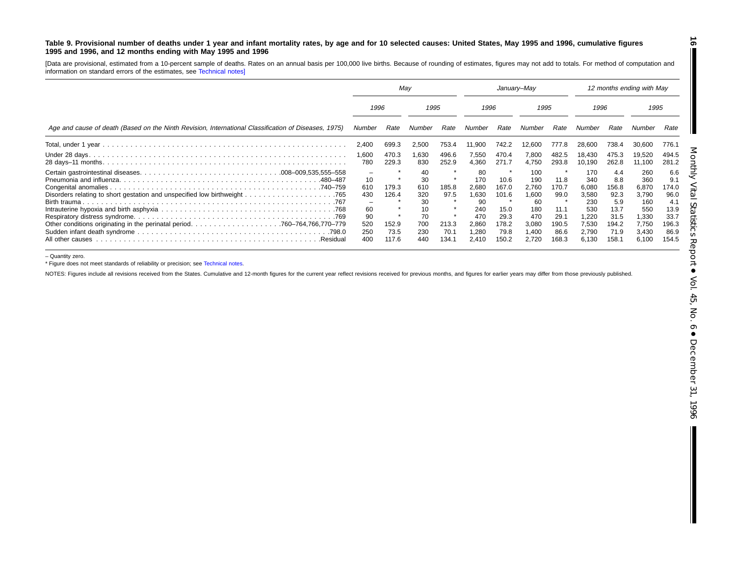**Table 9. Provisional number of deaths under 1 year and infant mortality rates, by age and for 10 selected causes: United States, May 1995 and 1996, cumulative figures 1995 and 1996, and 12 months ending with May 1995 and 1996**

[Data are provisional, estimated from a 10-percent sample of deaths. Rates on an annual basis per 100,000 live births. Because of rounding of estimates, figures may not add to totals. For method of computation and information on standard errors of the estimates, see Technical notes]

| Age and cause of death (Based on the Ninth Revision, International Classification of Diseases, 1975) | May | | | | January–May | | | | 12 months ending with May | | | |
|---|---|---|---|---|---|---|---|---|---|---|---|---|
| | 1996 | | 1995 | | 1996 | | 1995 | | 1996 | | 1995 | |
| | Number | Rate | Number | Rate | Number | Rate | Number | Rate | Number | Rate | Number | Rate |
| Total, under 1 year | 2,400 | 699.3 | 2,500 | 753.4 | 11,900 | 742.2 | 12,600 | 777.8 | 28,600 | 738.4 | 30,600 | 776.1 |
| Under 28 days | 1,600 | 470.3 | 1,630 | 496.6 | 7,550 | 470.4 | 7,800 | 482.5 | 18,430 | 475.3 | 19,520 | 494.5 |
| 28 days–11 months | 780 | 229.3 | 830 | 252.9 | 4,360 | 271.7 | 4,750 | 293.8 | 10,190 | 262.8 | 11,100 | 281.2 |
| Certain gastrointestinal diseases .008–009,535,555–558 | – | * | 40 | * | 80 | * | 100 | * | 170 | 4.4 | 260 | 6.6 |
| Pneumonia and influenza .480–487 | 10 | * | 30 | * | 170 | 10.6 | 190 | 11.8 | 340 | 8.8 | 360 | 9.1 |
| Congenital anomalies .740–759 | 610 | 179.3 | 610 | 185.8 | 2,680 | 167.0 | 2,760 | 170.7 | 6,080 | 156.8 | 6,870 | 174.0 |
| Disorders relating to short gestation and unspecified low birthweight .765 | 430 | 126.4 | 320 | 97.5 | 1,630 | 101.6 | 1,600 | 99.0 | 3,580 | 92.3 | 3,790 | 96.0 |
| Birth trauma .767 | – | * | 30 | * | 90 | * | 60 | * | 230 | 5.9 | 160 | 4.1 |
| Intrauterine hypoxia and birth asphyxia .768 | 60 | * | 10 | * | 240 | 15.0 | 180 | 11.1 | 530 | 13.7 | 550 | 13.9 |
| Respiratory distress syndrome .769 | 90 | * | 70 | * | 470 | 29.3 | 470 | 29.1 | 1,220 | 31.5 | 1,330 | 33.7 |
| Other conditions originating in the perinatal period .760–764,766,770–779 | 520 | 152.9 | 700 | 213.3 | 2,860 | 178.2 | 3,080 | 190.5 | 7,530 | 194.2 | 7,750 | 196.3 |
| Sudden infant death syndrome .798.0 | 250 | 73.5 | 230 | 70.1 | 1,280 | 79.8 | 1,400 | 86.6 | 2,790 | 71.9 | 3,430 | 86.9 |
| All other causes .Residual | 400 | 117.6 | 440 | 134.1 | 2,410 | 150.2 | 2,720 | 168.3 | 6,130 | 158.1 | 6,100 | 154.5 |

– Quantity zero.

* Figure does not meet standards of reliability or precision; see Technical notes.

NOTES: Figures include all revisions received from the States. Cumulative and 12-month figures for the current year reflect revisions received for previous months, and figures for earlier years may differ from those previously published.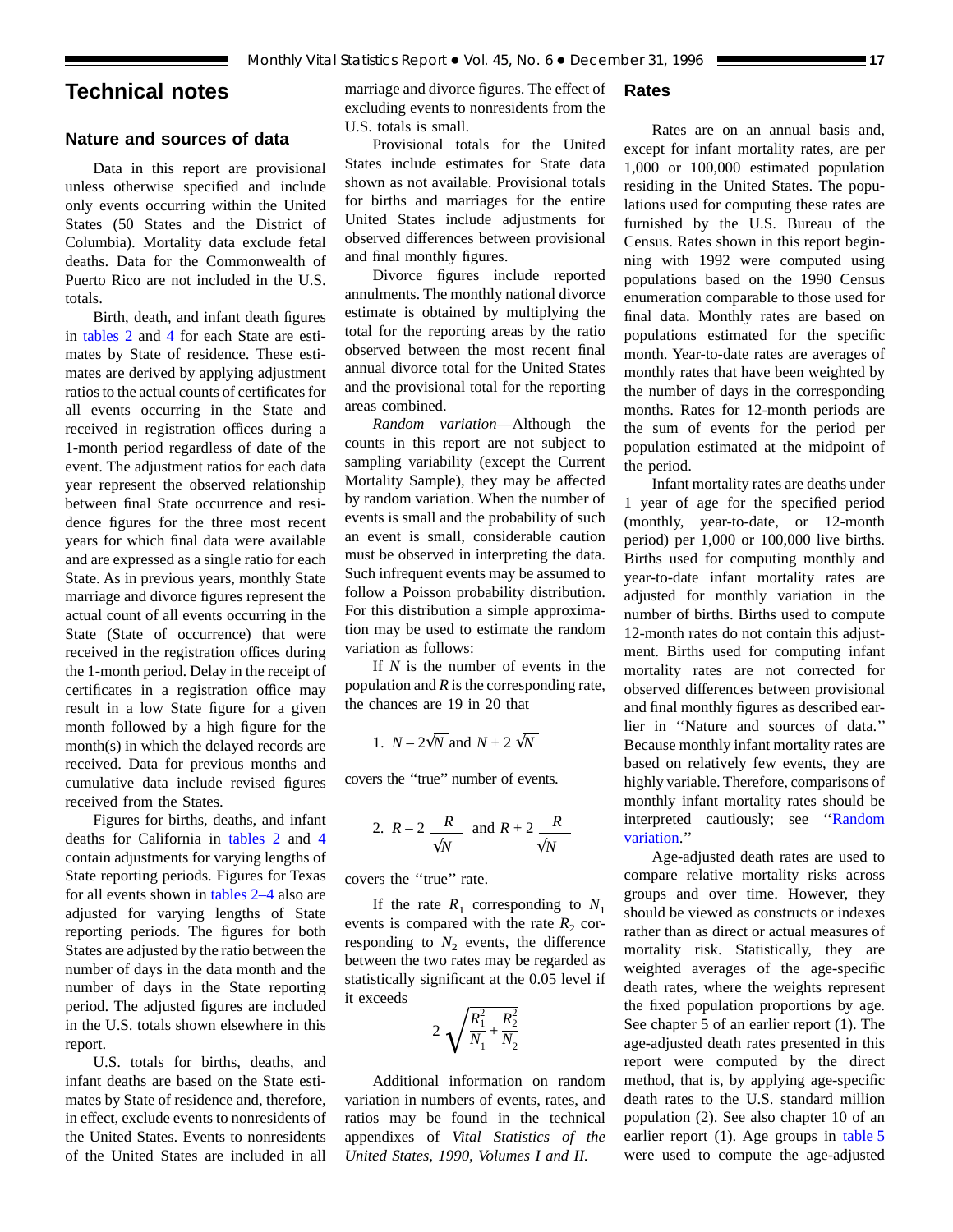# Technical notes

## Nature and sources of data

Data in this report are provisional unless otherwise specified and include only events occurring within the United States (50 States and the District of Columbia). Mortality data exclude fetal deaths. Data for the Commonwealth of Puerto Rico are not included in the U.S. totals.

Birth, death, and infant death figures in tables 2 and 4 for each State are estimates by State of residence. These estimates are derived by applying adjustment ratios to the actual counts of certificates for all events occurring in the State and received in registration offices during a 1-month period regardless of date of the event. The adjustment ratios for each data year represent the observed relationship between final State occurrence and residence figures for the three most recent years for which final data were available and are expressed as a single ratio for each State. As in previous years, monthly State marriage and divorce figures represent the actual count of all events occurring in the State (State of occurrence) that were received in the registration offices during the 1-month period. Delay in the receipt of certificates in a registration office may result in a low State figure for a given month followed by a high figure for the month(s) in which the delayed records are received. Data for previous months and cumulative data include revised figures received from the States.

Figures for births, deaths, and infant deaths for California in tables 2 and 4 contain adjustments for varying lengths of State reporting periods. Figures for Texas for all events shown in tables 2–4 also are adjusted for varying lengths of State reporting periods. The figures for both States are adjusted by the ratio between the number of days in the data month and the number of days in the State reporting period. The adjusted figures are included in the U.S. totals shown elsewhere in this report.

U.S. totals for births, deaths, and infant deaths are based on the State estimates by State of residence and, therefore, in effect, exclude events to nonresidents of the United States. Events to nonresidents of the United States are included in all marriage and divorce figures. The effect of excluding events to nonresidents from the U.S. totals is small.

Provisional totals for the United States include estimates for State data shown as not available. Provisional totals for births and marriages for the entire United States include adjustments for observed differences between provisional and final monthly figures.

Divorce figures include reported annulments. The monthly national divorce estimate is obtained by multiplying the total for the reporting areas by the ratio observed between the most recent final annual divorce total for the United States and the provisional total for the reporting areas combined.

*Random variation*—Although the counts in this report are not subject to sampling variability (except the Current Mortality Sample), they may be affected by random variation. When the number of events is small and the probability of such an event is small, considerable caution must be observed in interpreting the data. Such infrequent events may be assumed to follow a Poisson probability distribution. For this distribution a simple approximation may be used to estimate the random variation as follows:

If $N$ is the number of events in the population and $R$ is the corresponding rate, the chances are 19 in 20 that

1. $N - 2\sqrt{N}$ and $N + 2\sqrt{N}$

covers the "true" number of events.

2. $R - 2\dfrac{R}{\sqrt{N}}$ and $R + 2\dfrac{R}{\sqrt{N}}$

covers the "true" rate.

If the rate $R_1$ corresponding to $N_1$ events is compared with the rate $R_2$ corresponding to $N_2$ events, the difference between the two rates may be regarded as statistically significant at the 0.05 level if it exceeds

$$2\sqrt{\frac{R_1^2}{N_1} + \frac{R_2^2}{N_2}}$$

Additional information on random variation in numbers of events, rates, and ratios may be found in the technical appendixes of *Vital Statistics of the United States, 1990, Volumes I and II.*

## Rates

Rates are on an annual basis and, except for infant mortality rates, are per 1,000 or 100,000 estimated population residing in the United States. The populations used for computing these rates are furnished by the U.S. Bureau of the Census. Rates shown in this report beginning with 1992 were computed using populations based on the 1990 Census enumeration comparable to those used for final data. Monthly rates are based on populations estimated for the specific month. Year-to-date rates are averages of monthly rates that have been weighted by the number of days in the corresponding months. Rates for 12-month periods are the sum of events for the period per population estimated at the midpoint of the period.

Infant mortality rates are deaths under 1 year of age for the specified period (monthly, year-to-date, or 12-month period) per 1,000 or 100,000 live births. Births used for computing monthly and year-to-date infant mortality rates are adjusted for monthly variation in the number of births. Births used to compute 12-month rates do not contain this adjustment. Births used for computing infant mortality rates are not corrected for observed differences between provisional and final monthly figures as described earlier in "Nature and sources of data." Because monthly infant mortality rates are based on relatively few events, they are highly variable. Therefore, comparisons of monthly infant mortality rates should be interpreted cautiously; see "Random variation."

Age-adjusted death rates are used to compare relative mortality risks across groups and over time. However, they should be viewed as constructs or indexes rather than as direct or actual measures of mortality risk. Statistically, they are weighted averages of the age-specific death rates, where the weights represent the fixed population proportions by age. See chapter 5 of an earlier report (1). The age-adjusted death rates presented in this report were computed by the direct method, that is, by applying age-specific death rates to the U.S. standard million population (2). See also chapter 10 of an earlier report (1). Age groups in table 5 were used to compute the age-adjusted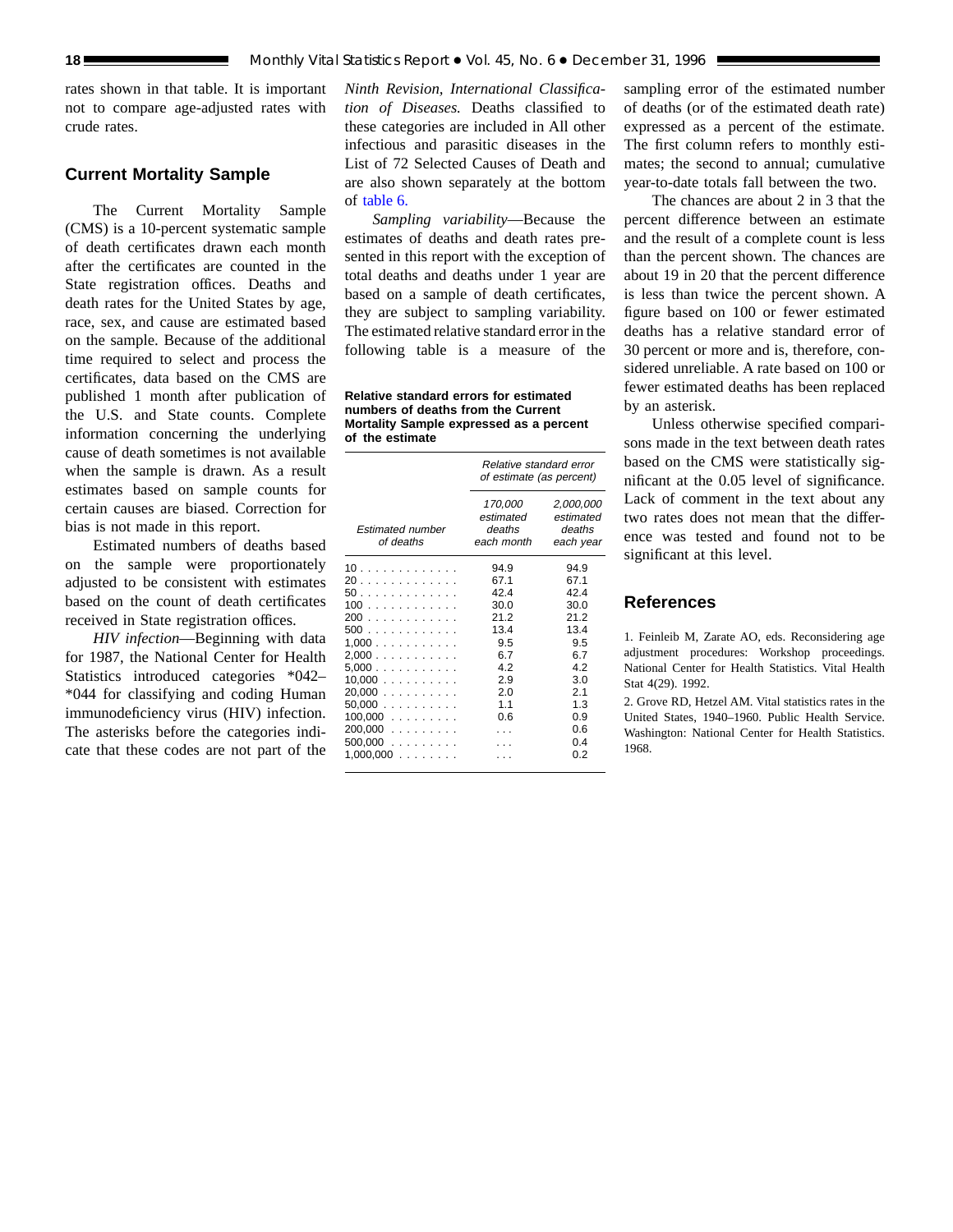rates shown in that table. It is important not to compare age-adjusted rates with crude rates.

## Current Mortality Sample

The Current Mortality Sample (CMS) is a 10-percent systematic sample of death certificates drawn each month after the certificates are counted in the State registration offices. Deaths and death rates for the United States by age, race, sex, and cause are estimated based on the sample. Because of the additional time required to select and process the certificates, data based on the CMS are published 1 month after publication of the U.S. and State counts. Complete information concerning the underlying cause of death sometimes is not available when the sample is drawn. As a result estimates based on sample counts for certain causes are biased. Correction for bias is not made in this report.

Estimated numbers of deaths based on the sample were proportionately adjusted to be consistent with estimates based on the count of death certificates received in State registration offices.

*HIV infection*—Beginning with data for 1987, the National Center for Health Statistics introduced categories *042–*044 for classifying and coding Human immunodeficiency virus (HIV) infection. The asterisks before the categories indicate that these codes are not part of the *Ninth Revision, International Classification of Diseases.* Deaths classified to these categories are included in All other infectious and parasitic diseases in the List of 72 Selected Causes of Death and are also shown separately at the bottom of table 6.

*Sampling variability*—Because the estimates of deaths and death rates presented in this report with the exception of total deaths and deaths under 1 year are based on a sample of death certificates, they are subject to sampling variability. The estimated relative standard error in the following table is a measure of the sampling error of the estimated number of deaths (or of the estimated death rate) expressed as a percent of the estimate. The first column refers to monthly estimates; the second to annual; cumulative year-to-date totals fall between the two.

**Relative standard errors for estimated numbers of deaths from the Current Mortality Sample expressed as a percent of the estimate**

| Estimated number of deaths | Relative standard error of estimate (as percent) | |
|---|---|---|
| | 170,000 estimated deaths each month | 2,000,000 estimated deaths each year |
| 10 | 94.9 | 94.9 |
| 20 | 67.1 | 67.1 |
| 50 | 42.4 | 42.4 |
| 100 | 30.0 | 30.0 |
| 200 | 21.2 | 21.2 |
| 500 | 13.4 | 13.4 |
| 1,000 | 9.5 | 9.5 |
| 2,000 | 6.7 | 6.7 |
| 5,000 | 4.2 | 4.2 |
| 10,000 | 2.9 | 3.0 |
| 20,000 | 2.0 | 2.1 |
| 50,000 | 1.1 | 1.3 |
| 100,000 | 0.6 | 0.9 |
| 200,000 | . . . | 0.6 |
| 500,000 | . . . | 0.4 |
| 1,000,000 | . . . | 0.2 |

The chances are about 2 in 3 that the percent difference between an estimate and the result of a complete count is less than the percent shown. The chances are about 19 in 20 that the percent difference is less than twice the percent shown. A figure based on 100 or fewer estimated deaths has a relative standard error of 30 percent or more and is, therefore, considered unreliable. A rate based on 100 or fewer estimated deaths has been replaced by an asterisk.

Unless otherwise specified comparisons made in the text between death rates based on the CMS were statistically significant at the 0.05 level of significance. Lack of comment in the text about any two rates does not mean that the difference was tested and found not to be significant at this level.

## References

1. Feinleib M, Zarate AO, eds. Reconsidering age adjustment procedures: Workshop proceedings. National Center for Health Statistics. Vital Health Stat 4(29). 1992.

2. Grove RD, Hetzel AM. Vital statistics rates in the United States, 1940–1960. Public Health Service. Washington: National Center for Health Statistics. 1968.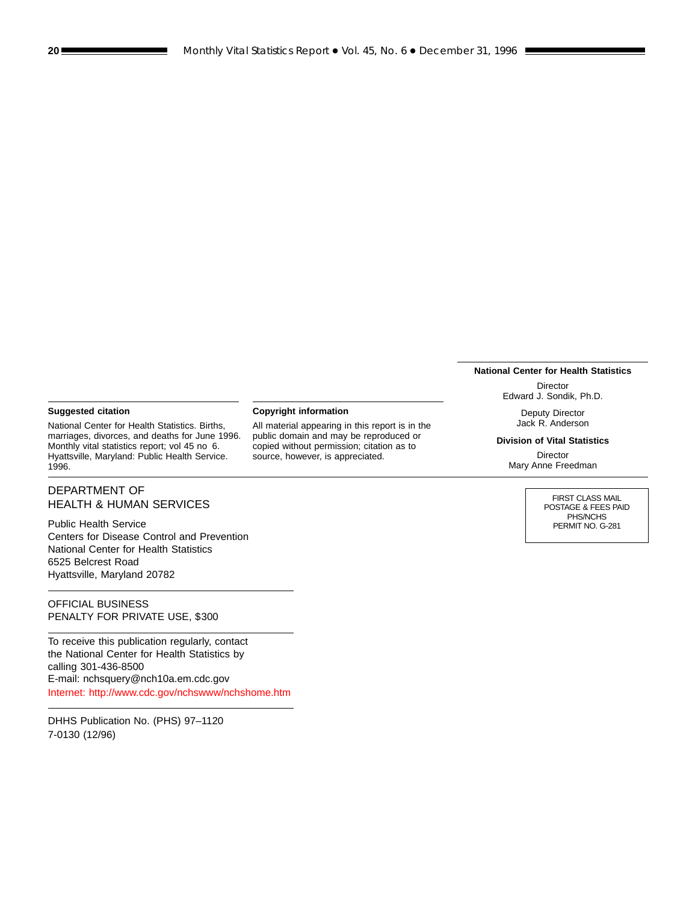**National Center for Health Statistics**

Director
Edward J. Sondik, Ph.D.

Deputy Director
Jack R. Anderson

**Division of Vital Statistics**

Director
Mary Anne Freedman

**Suggested citation**

National Center for Health Statistics. Births, marriages, divorces, and deaths for June 1996. Monthly vital statistics report; vol 45 no 6. Hyattsville, Maryland: Public Health Service. 1996.

**Copyright information**

All material appearing in this report is in the public domain and may be reproduced or copied without permission; citation as to source, however, is appreciated.

DEPARTMENT OF
HEALTH & HUMAN SERVICES

Public Health Service
Centers for Disease Control and Prevention
National Center for Health Statistics
6525 Belcrest Road
Hyattsville, Maryland 20782

OFFICIAL BUSINESS
PENALTY FOR PRIVATE USE, $300

To receive this publication regularly, contact the National Center for Health Statistics by calling 301-436-8500
E-mail: nchsquery@nch10a.em.cdc.gov
Internet: http://www.cdc.gov/nchswww/nchshome.htm

DHHS Publication No. (PHS) 97–1120
7-0130 (12/96)

FIRST CLASS MAIL
POSTAGE & FEES PAID
PHS/NCHS
PERMIT NO. G-281